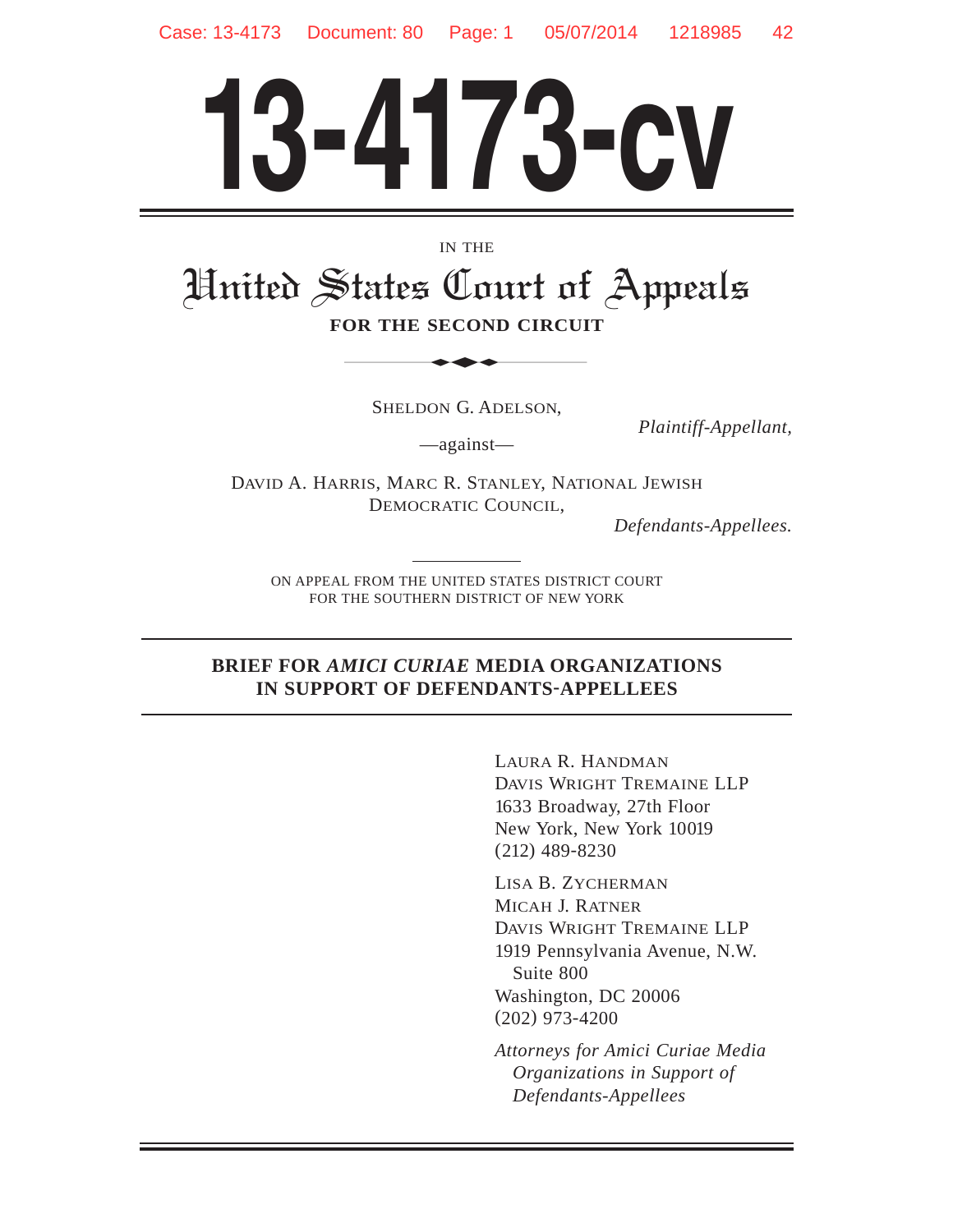# 13-4173-cv

IN THE

## United States Court of Appeals

**FOR THE SECOND CIRCUIT**

SHELDON G. ADELSON,

*Plaintiff-Appellant,*

—against—

DAVID A. HARRIS, MARC R. STANLEY, NATIONAL JEWISH DEMOCRATIC COUNCIL,

*Defendants-Appellees.*

ON APPEAL FROM THE UNITED STATES DISTRICT COURT
FOR THE SOUTHERN DISTRICT OF NEW YORK

**BRIEF FOR *AMICI CURIAE* MEDIA ORGANIZATIONS IN SUPPORT OF DEFENDANTS-APPELLEES**

LAURA R. HANDMAN
DAVIS WRIGHT TREMAINE LLP
1633 Broadway, 27th Floor
New York, New York 10019
(212) 489-8230

LISA B. ZYCHERMAN
MICAH J. RATNER
DAVIS WRIGHT TREMAINE LLP
1919 Pennsylvania Avenue, N.W.
Suite 800
Washington, DC 20006
(202) 973-4200

*Attorneys for Amici Curiae Media Organizations in Support of Defendants-Appellees*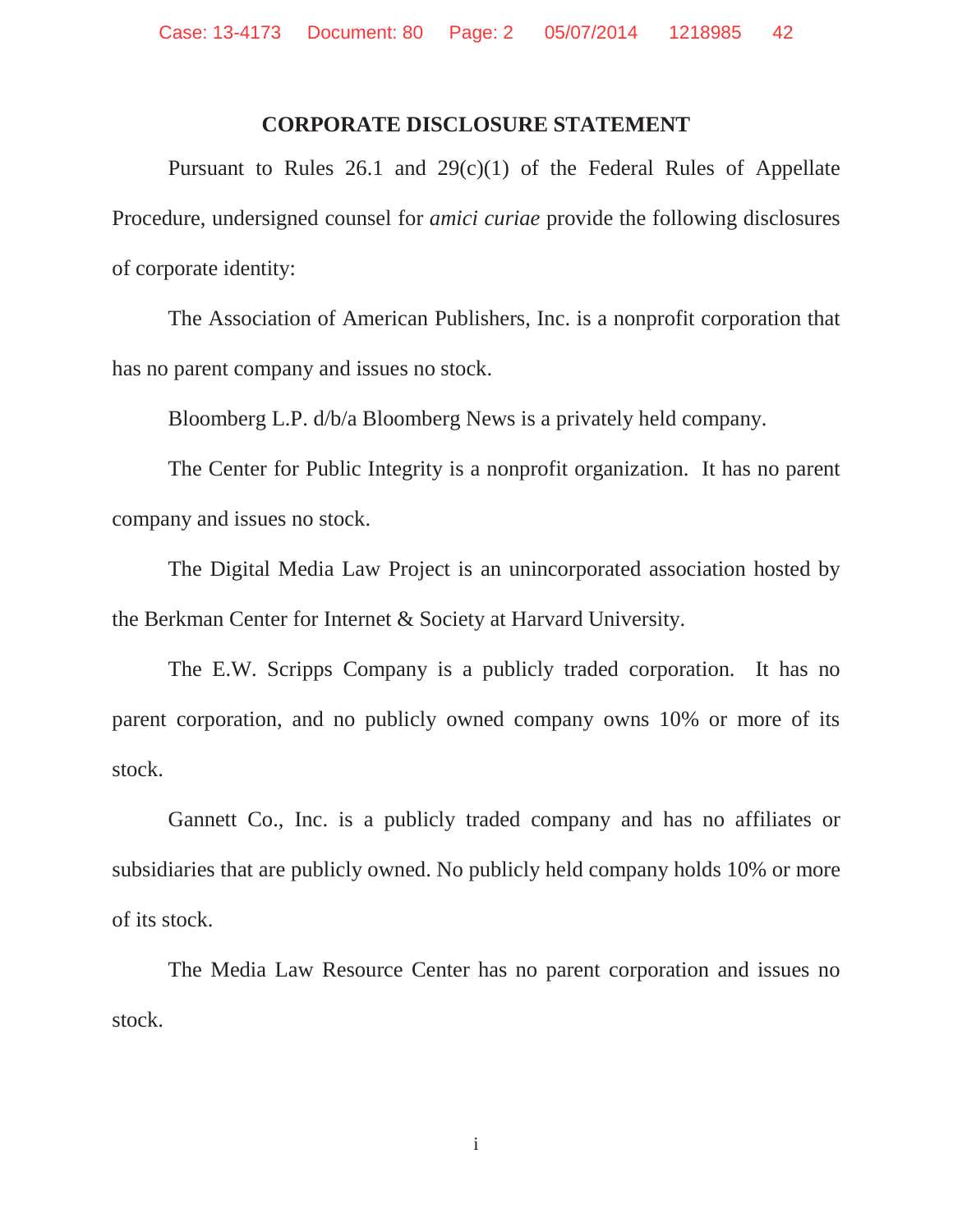## CORPORATE DISCLOSURE STATEMENT

Pursuant to Rules 26.1 and 29(c)(1) of the Federal Rules of Appellate Procedure, undersigned counsel for *amici curiae* provide the following disclosures of corporate identity:

The Association of American Publishers, Inc. is a nonprofit corporation that has no parent company and issues no stock.

Bloomberg L.P. d/b/a Bloomberg News is a privately held company.

The Center for Public Integrity is a nonprofit organization. It has no parent company and issues no stock.

The Digital Media Law Project is an unincorporated association hosted by the Berkman Center for Internet & Society at Harvard University.

The E.W. Scripps Company is a publicly traded corporation. It has no parent corporation, and no publicly owned company owns 10% or more of its stock.

Gannett Co., Inc. is a publicly traded company and has no affiliates or subsidiaries that are publicly owned. No publicly held company holds 10% or more of its stock.

The Media Law Resource Center has no parent corporation and issues no stock.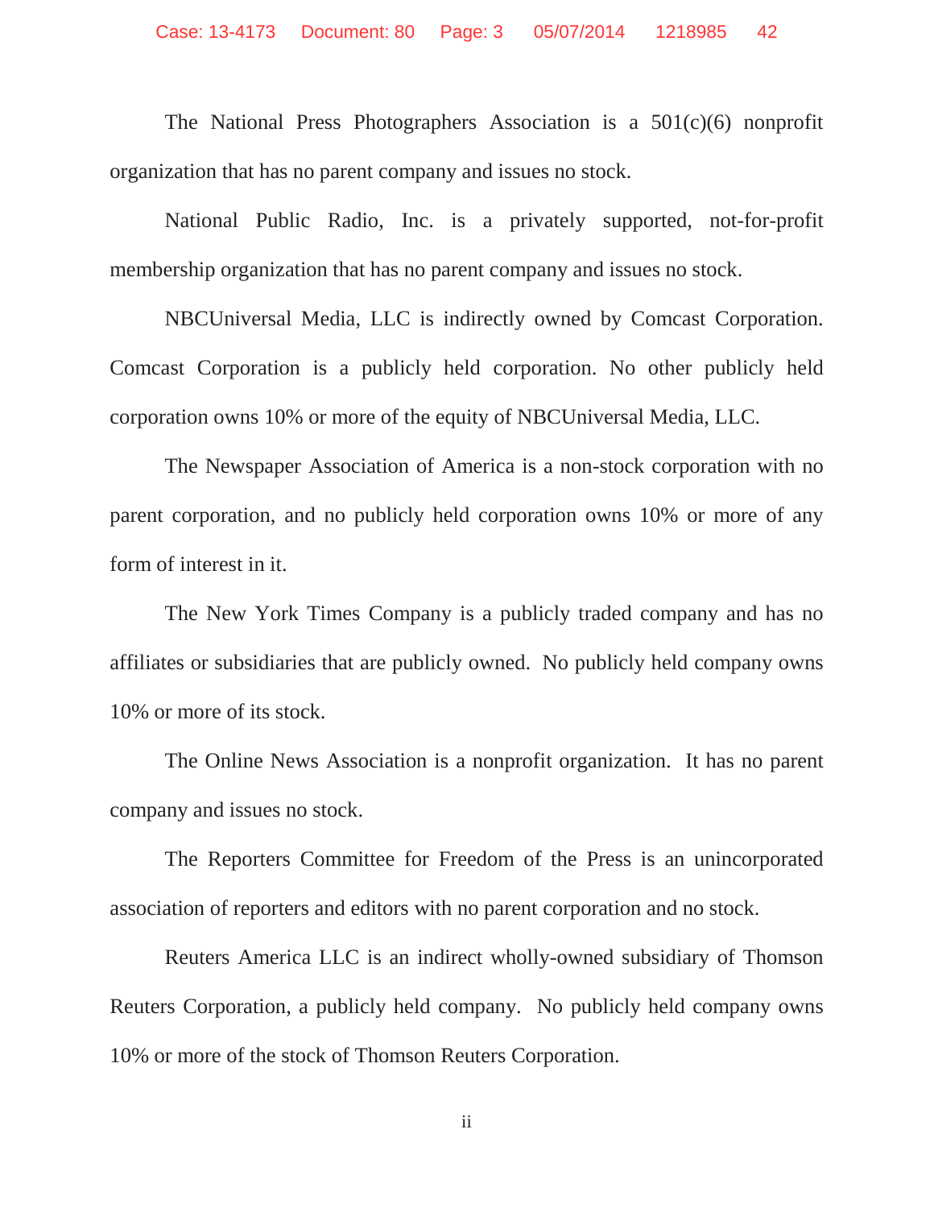The National Press Photographers Association is a 501(c)(6) nonprofit organization that has no parent company and issues no stock.

National Public Radio, Inc. is a privately supported, not-for-profit membership organization that has no parent company and issues no stock.

NBCUniversal Media, LLC is indirectly owned by Comcast Corporation. Comcast Corporation is a publicly held corporation. No other publicly held corporation owns 10% or more of the equity of NBCUniversal Media, LLC.

The Newspaper Association of America is a non-stock corporation with no parent corporation, and no publicly held corporation owns 10% or more of any form of interest in it.

The New York Times Company is a publicly traded company and has no affiliates or subsidiaries that are publicly owned. No publicly held company owns 10% or more of its stock.

The Online News Association is a nonprofit organization. It has no parent company and issues no stock.

The Reporters Committee for Freedom of the Press is an unincorporated association of reporters and editors with no parent corporation and no stock.

Reuters America LLC is an indirect wholly-owned subsidiary of Thomson Reuters Corporation, a publicly held company. No publicly held company owns 10% or more of the stock of Thomson Reuters Corporation.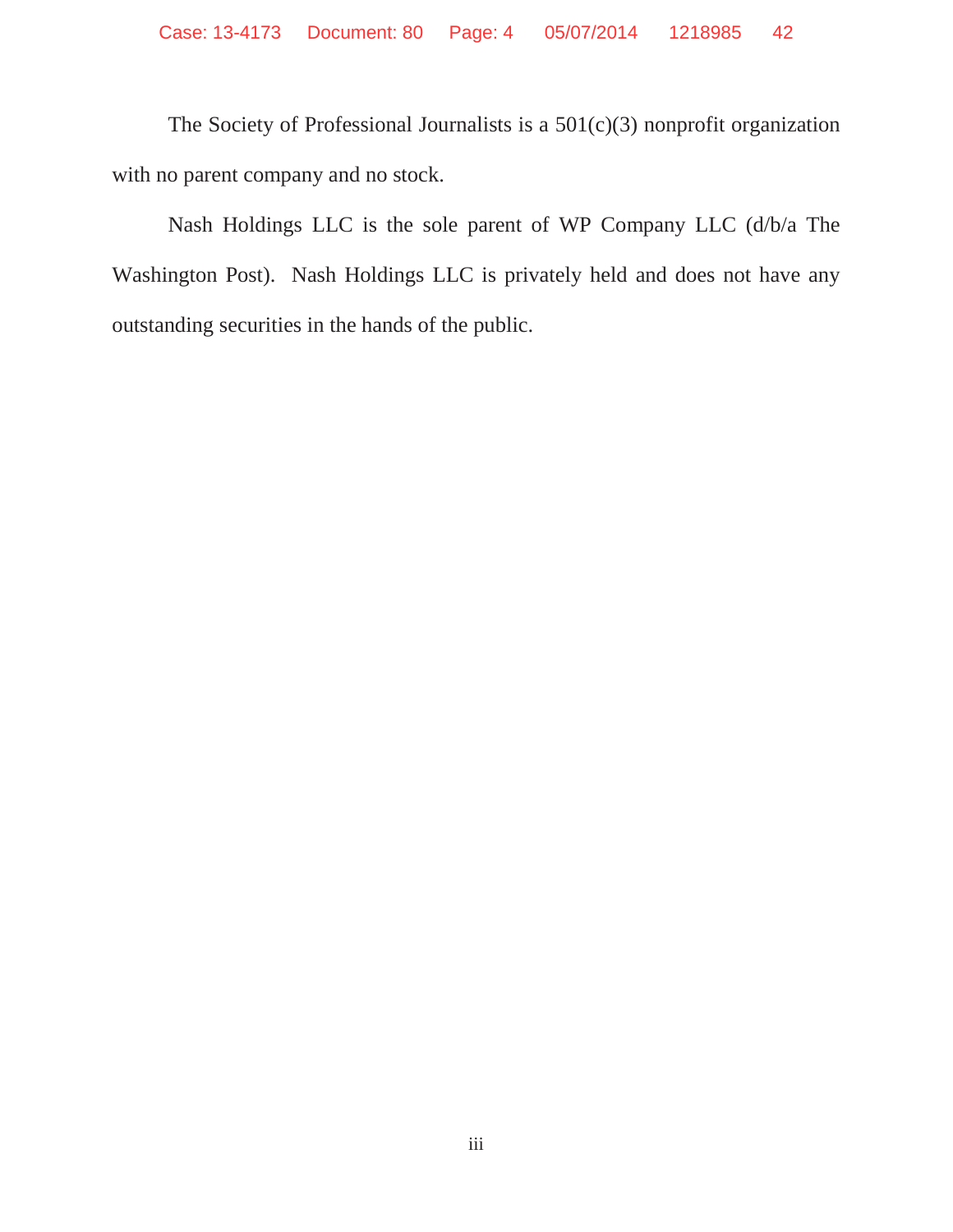The Society of Professional Journalists is a 501(c)(3) nonprofit organization with no parent company and no stock.

Nash Holdings LLC is the sole parent of WP Company LLC (d/b/a The Washington Post). Nash Holdings LLC is privately held and does not have any outstanding securities in the hands of the public.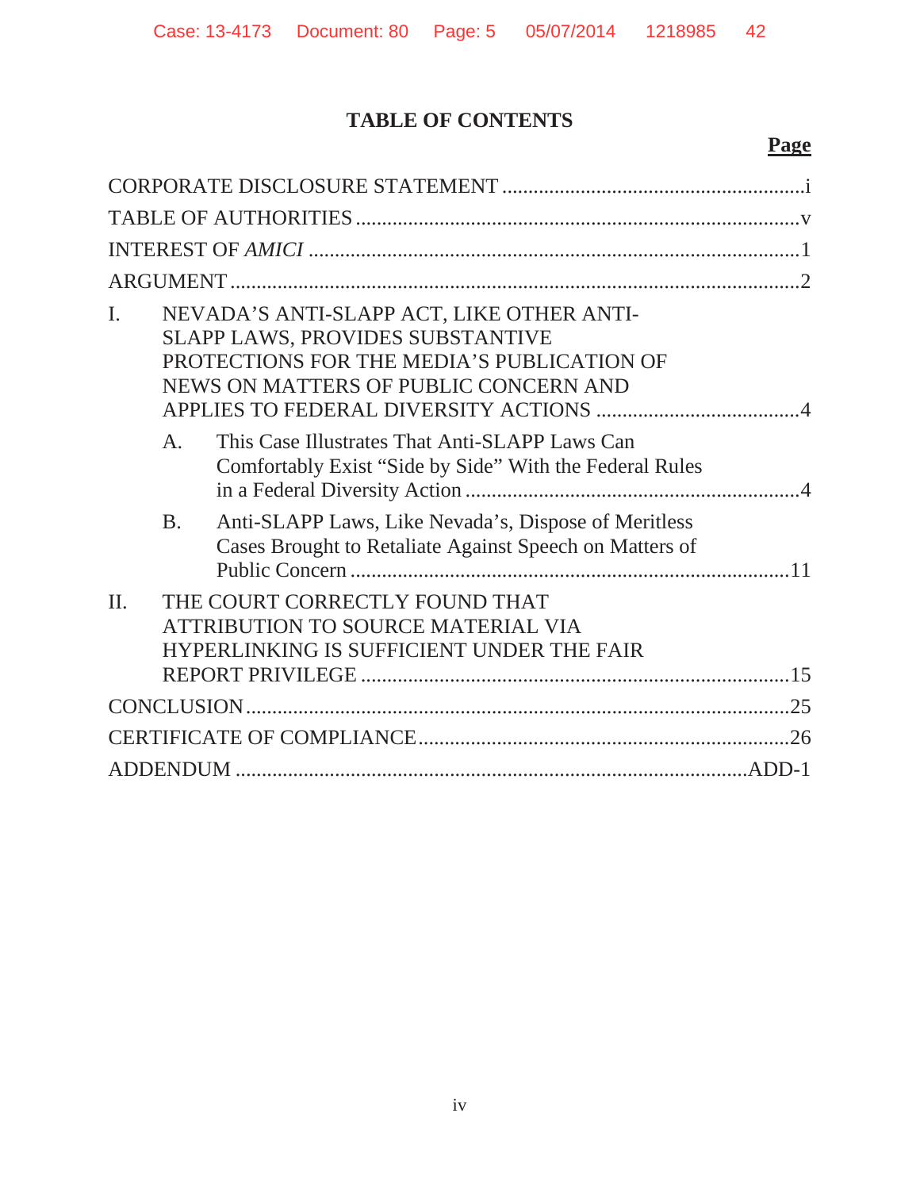# TABLE OF CONTENTS

| | Page |
|---|---|
| CORPORATE DISCLOSURE STATEMENT | i |
| TABLE OF AUTHORITIES | v |
| INTEREST OF *AMICI* | 1 |
| ARGUMENT | 2 |
| I. NEVADA'S ANTI-SLAPP ACT, LIKE OTHER ANTI-SLAPP LAWS, PROVIDES SUBSTANTIVE PROTECTIONS FOR THE MEDIA'S PUBLICATION OF NEWS ON MATTERS OF PUBLIC CONCERN AND APPLIES TO FEDERAL DIVERSITY ACTIONS | 4 |
| A. This Case Illustrates That Anti-SLAPP Laws Can Comfortably Exist "Side by Side" With the Federal Rules in a Federal Diversity Action | 4 |
| B. Anti-SLAPP Laws, Like Nevada's, Dispose of Meritless Cases Brought to Retaliate Against Speech on Matters of Public Concern | 11 |
| II. THE COURT CORRECTLY FOUND THAT ATTRIBUTION TO SOURCE MATERIAL VIA HYPERLINKING IS SUFFICIENT UNDER THE FAIR REPORT PRIVILEGE | 15 |
| CONCLUSION | 25 |
| CERTIFICATE OF COMPLIANCE | 26 |
| ADDENDUM | ADD-1 |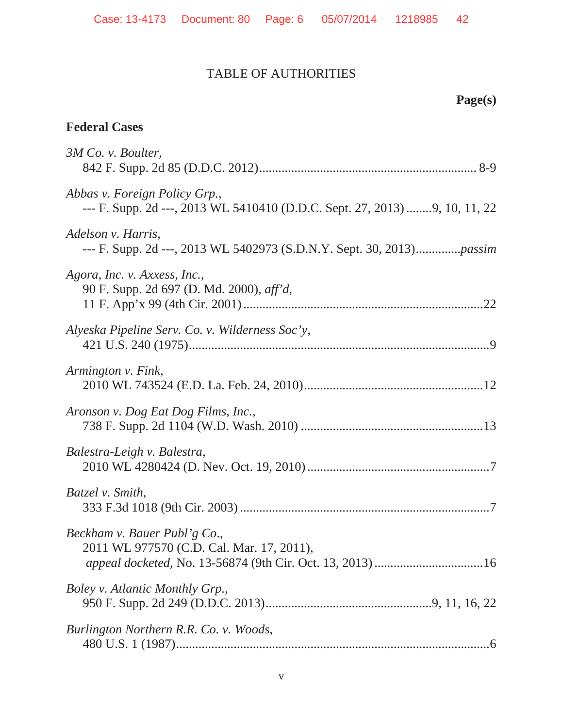# TABLE OF AUTHORITIES

**Page(s)**

## Federal Cases

*3M Co. v. Boulter*,
842 F. Supp. 2d 85 (D.D.C. 2012)....................................................................... 8-9

*Abbas v. Foreign Policy Grp.*,
--- F. Supp. 2d ---, 2013 WL 5410410 (D.D.C. Sept. 27, 2013) ........9, 10, 11, 22

*Adelson v. Harris*,
--- F. Supp. 2d ---, 2013 WL 5402973 (S.D.N.Y. Sept. 30, 2013).............*passim*

*Agora, Inc. v. Axxess, Inc.*,
90 F. Supp. 2d 697 (D. Md. 2000), *aff'd*,
11 F. App'x 99 (4th Cir. 2001) ..........................................................................22

*Alyeska Pipeline Serv. Co. v. Wilderness Soc'y*,
421 U.S. 240 (1975)..............................................................................................9

*Armington v. Fink*,
2010 WL 743524 (E.D. La. Feb. 24, 2010).......................................................12

*Aronson v. Dog Eat Dog Films, Inc.*,
738 F. Supp. 2d 1104 (W.D. Wash. 2010) ........................................................13

*Balestra-Leigh v. Balestra*,
2010 WL 4280424 (D. Nev. Oct. 19, 2010) ........................................................7

*Batzel v. Smith*,
333 F.3d 1018 (9th Cir. 2003) .............................................................................7

*Beckham v. Bauer Publ'g Co.*,
2011 WL 977570 (C.D. Cal. Mar. 17, 2011),
*appeal docketed*, No. 13-56874 (9th Cir. Oct. 13, 2013) .................................16

*Boley v. Atlantic Monthly Grp.*,
950 F. Supp. 2d 249 (D.D.C. 2013)...................................................9, 11, 16, 22

*Burlington Northern R.R. Co. v. Woods*,
480 U.S. 1 (1987)..................................................................................................6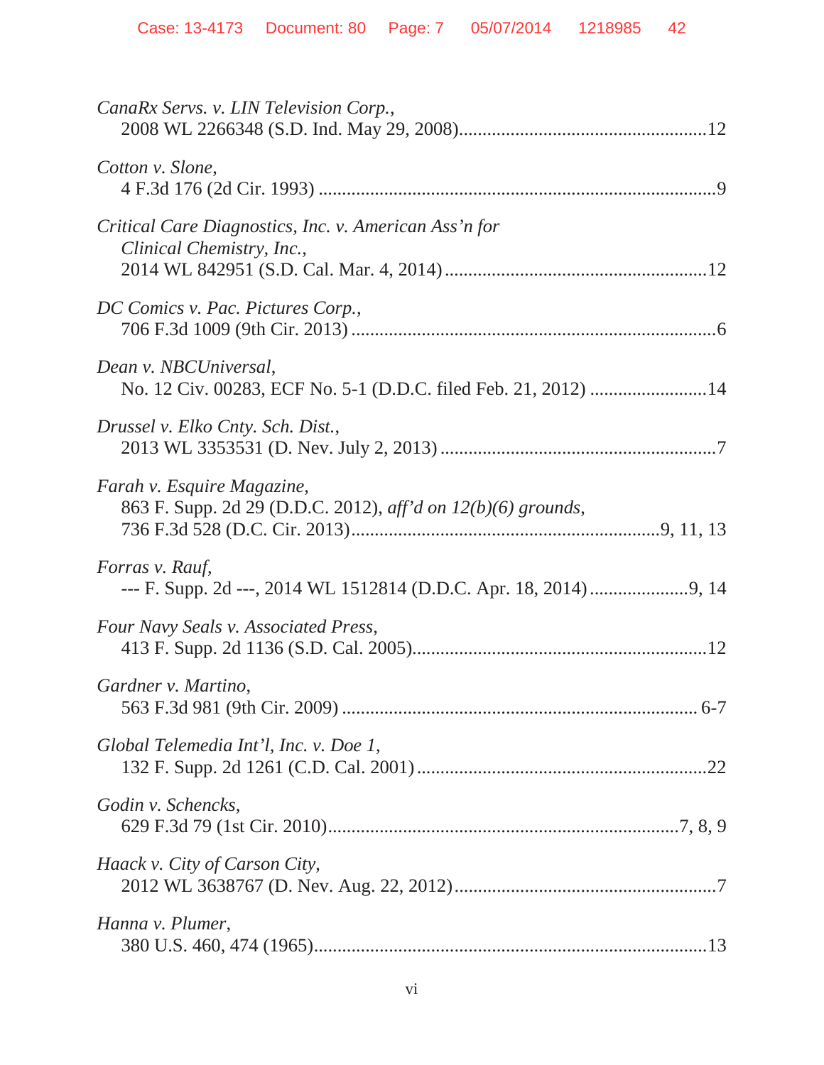*CanaRx Servs. v. LIN Television Corp.*,
2008 WL 2266348 (S.D. Ind. May 29, 2008)....................................................12

*Cotton v. Slone*,
4 F.3d 176 (2d Cir. 1993) ....................................................................................9

*Critical Care Diagnostics, Inc. v. American Ass'n for Clinical Chemistry, Inc.*,
2014 WL 842951 (S.D. Cal. Mar. 4, 2014) .......................................................12

*DC Comics v. Pac. Pictures Corp.*,
706 F.3d 1009 (9th Cir. 2013) .............................................................................6

*Dean v. NBCUniversal*,
No. 12 Civ. 00283, ECF No. 5-1 (D.D.C. filed Feb. 21, 2012) .........................14

*Drussel v. Elko Cnty. Sch. Dist.*,
2013 WL 3353531 (D. Nev. July 2, 2013) ..........................................................7

*Farah v. Esquire Magazine*,
863 F. Supp. 2d 29 (D.D.C. 2012), *aff'd on 12(b)(6) grounds*,
736 F.3d 528 (D.C. Cir. 2013).................................................................9, 11, 13

*Forras v. Rauf*,
--- F. Supp. 2d ---, 2014 WL 1512814 (D.D.C. Apr. 18, 2014).....................9, 14

*Four Navy Seals v. Associated Press*,
413 F. Supp. 2d 1136 (S.D. Cal. 2005)..............................................................12

*Gardner v. Martino*,
563 F.3d 981 (9th Cir. 2009) ........................................................................... 6-7

*Global Telemedia Int'l, Inc. v. Doe 1*,
132 F. Supp. 2d 1261 (C.D. Cal. 2001) .............................................................22

*Godin v. Schencks*,
629 F.3d 79 (1st Cir. 2010)..........................................................................7, 8, 9

*Haack v. City of Carson City*,
2012 WL 3638767 (D. Nev. Aug. 22, 2012).......................................................7

*Hanna v. Plumer*,
380 U.S. 460, 474 (1965)..................................................................................13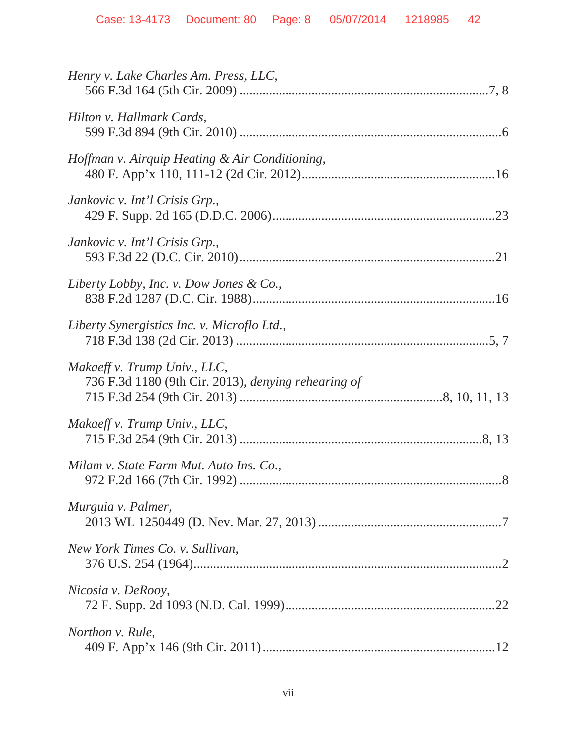*Henry v. Lake Charles Am. Press, LLC*,
566 F.3d 164 (5th Cir. 2009) ..........................................................................7, 8

*Hilton v. Hallmark Cards*,
599 F.3d 894 (9th Cir. 2010) ..............................................................................6

*Hoffman v. Airquip Heating & Air Conditioning*,
480 F. App'x 110, 111-12 (2d Cir. 2012)..........................................................16

*Jankovic v. Int'l Crisis Grp.*,
429 F. Supp. 2d 165 (D.D.C. 2006)..................................................................23

*Jankovic v. Int'l Crisis Grp.*,
593 F.3d 22 (D.C. Cir. 2010)............................................................................21

*Liberty Lobby, Inc. v. Dow Jones & Co.*,
838 F.2d 1287 (D.C. Cir. 1988)........................................................................16

*Liberty Synergistics Inc. v. Microflo Ltd.*,
718 F.3d 138 (2d Cir. 2013) ...........................................................................5, 7

*Makaeff v. Trump Univ., LLC*,
736 F.3d 1180 (9th Cir. 2013), *denying rehearing of*
715 F.3d 254 (9th Cir. 2013) ............................................................8, 10, 11, 13

*Makaeff v. Trump Univ., LLC*,
715 F.3d 254 (9th Cir. 2013) ........................................................................8, 13

*Milam v. State Farm Mut. Auto Ins. Co.*,
972 F.2d 166 (7th Cir. 1992) ..............................................................................8

*Murguia v. Palmer*,
2013 WL 1250449 (D. Nev. Mar. 27, 2013) ......................................................7

*New York Times Co. v. Sullivan*,
376 U.S. 254 (1964)..........................................................................................2

*Nicosia v. DeRooy*,
72 F. Supp. 2d 1093 (N.D. Cal. 1999)...............................................................22

*Northon v. Rule*,
409 F. App'x 146 (9th Cir. 2011) .....................................................................12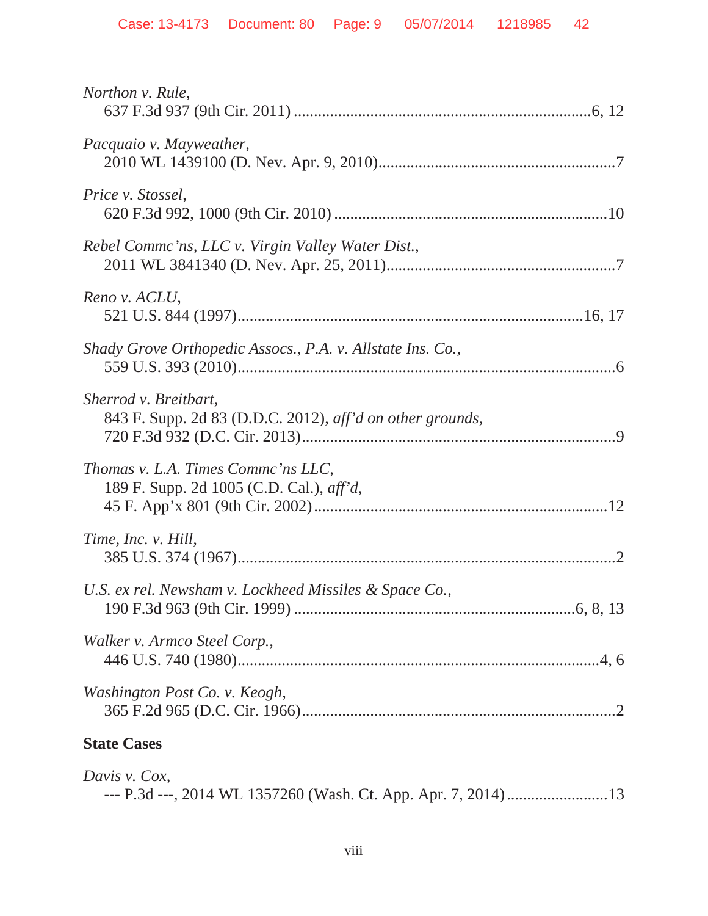*Northon v. Rule*,
637 F.3d 937 (9th Cir. 2011) ......................................................................6, 12

*Pacquaio v. Mayweather*,
2010 WL 1439100 (D. Nev. Apr. 9, 2010).........................................................7

*Price v. Stossel*,
620 F.3d 992, 1000 (9th Cir. 2010) ..................................................................10

*Rebel Commc'ns, LLC v. Virgin Valley Water Dist.*,
2011 WL 3841340 (D. Nev. Apr. 25, 2011).......................................................7

*Reno v. ACLU*,
521 U.S. 844 (1997)......................................................................................16, 17

*Shady Grove Orthopedic Assocs., P.A. v. Allstate Ins. Co.*,
559 U.S. 393 (2010)..............................................................................................6

*Sherrod v. Breitbart*,
843 F. Supp. 2d 83 (D.D.C. 2012), *aff'd on other grounds*,
720 F.3d 932 (D.C. Cir. 2013)..............................................................................9

*Thomas v. L.A. Times Commc'ns LLC*,
189 F. Supp. 2d 1005 (C.D. Cal.), *aff'd*,
45 F. App'x 801 (9th Cir. 2002).........................................................................12

*Time, Inc. v. Hill*,
385 U.S. 374 (1967)..............................................................................................2

*U.S. ex rel. Newsham v. Lockheed Missiles & Space Co.*,
190 F.3d 963 (9th Cir. 1999) ....................................................................6, 8, 13

*Walker v. Armco Steel Corp.*,
446 U.S. 740 (1980)..........................................................................................4, 6

*Washington Post Co. v. Keogh*,
365 F.2d 965 (D.C. Cir. 1966)..............................................................................2

**State Cases**

*Davis v. Cox*,
--- P.3d ---, 2014 WL 1357260 (Wash. Ct. App. Apr. 7, 2014).........................13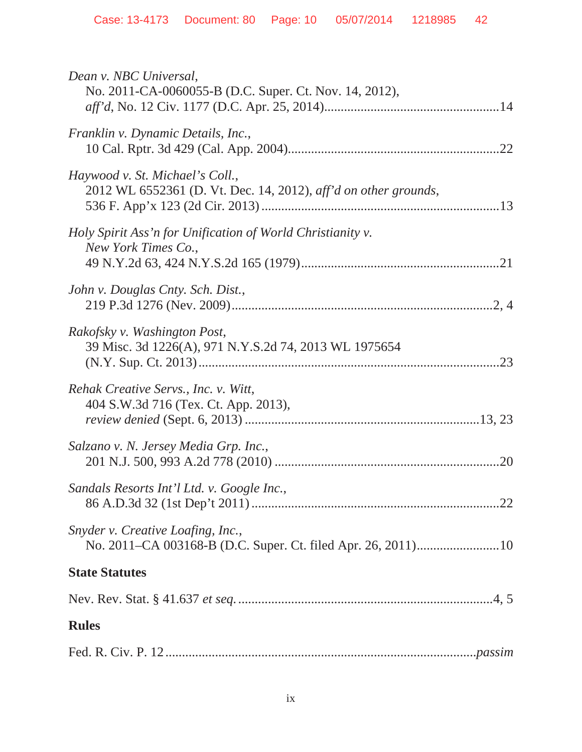*Dean v. NBC Universal*,
No. 2011-CA-0060055-B (D.C. Super. Ct. Nov. 14, 2012),
*aff'd*, No. 12 Civ. 1177 (D.C. Apr. 25, 2014)....................................................14

*Franklin v. Dynamic Details, Inc.*,
10 Cal. Rptr. 3d 429 (Cal. App. 2004)...............................................................22

*Haywood v. St. Michael's Coll.*,
2012 WL 6552361 (D. Vt. Dec. 14, 2012), *aff'd on other grounds*,
536 F. App'x 123 (2d Cir. 2013) .......................................................................13

*Holy Spirit Ass'n for Unification of World Christianity v. New York Times Co.*,
49 N.Y.2d 63, 424 N.Y.S.2d 165 (1979)...........................................................21

*John v. Douglas Cnty. Sch. Dist.*,
219 P.3d 1276 (Nev. 2009)...............................................................................2, 4

*Rakofsky v. Washington Post*,
39 Misc. 3d 1226(A), 971 N.Y.S.2d 74, 2013 WL 1975654
(N.Y. Sup. Ct. 2013)..........................................................................................23

*Rehak Creative Servs., Inc. v. Witt*,
404 S.W.3d 716 (Tex. Ct. App. 2013),
*review denied* (Sept. 6, 2013) ......................................................................13, 23

*Salzano v. N. Jersey Media Grp. Inc.*,
201 N.J. 500, 993 A.2d 778 (2010) ...................................................................20

*Sandals Resorts Int'l Ltd. v. Google Inc.*,
86 A.D.3d 32 (1st Dep't 2011) ..........................................................................22

*Snyder v. Creative Loafing, Inc.*,
No. 2011–CA 003168-B (D.C. Super. Ct. filed Apr. 26, 2011).........................10

**State Statutes**

Nev. Rev. Stat. § 41.637 *et seq.* ............................................................................4, 5

**Rules**

Fed. R. Civ. P. 12 .........................................................................................*passim*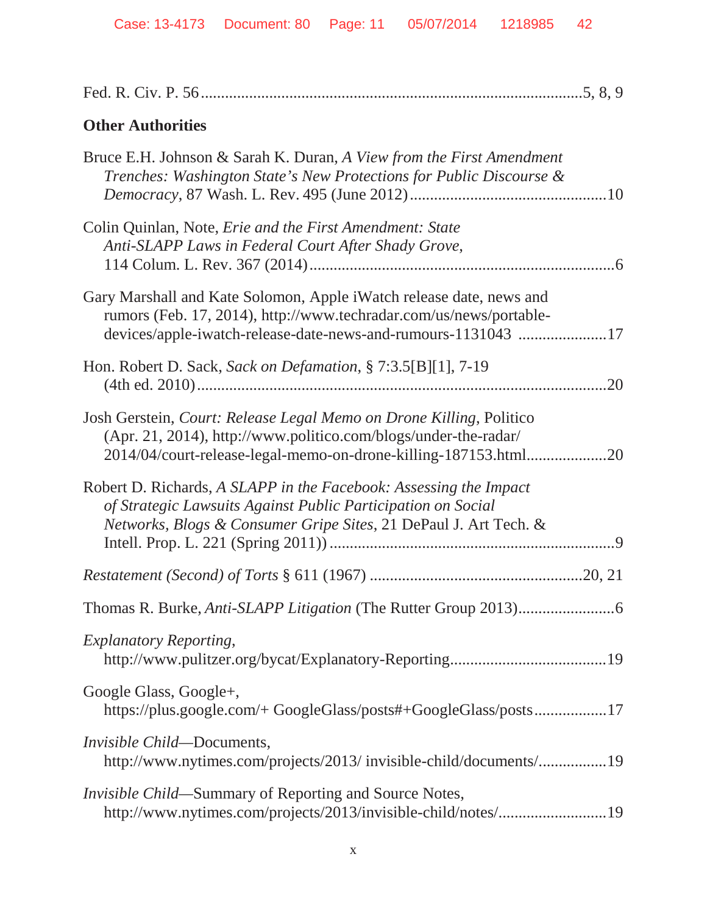Fed. R. Civ. P. 56 ........................................................................................5, 8, 9

**Other Authorities**

Bruce E.H. Johnson & Sarah K. Duran, *A View from the First Amendment Trenches: Washington State's New Protections for Public Discourse & Democracy*, 87 Wash. L. Rev. 495 (June 2012) ................................................10

Colin Quinlan, Note, *Erie and the First Amendment: State Anti-SLAPP Laws in Federal Court After Shady Grove*, 114 Colum. L. Rev. 367 (2014) ..........................................................................6

Gary Marshall and Kate Solomon, Apple iWatch release date, news and rumors (Feb. 17, 2014), http://www.techradar.com/us/news/portable-devices/apple-iwatch-release-date-news-and-rumours-1131043 ......................17

Hon. Robert D. Sack, *Sack on Defamation*, § 7:3.5[B][1], 7-19 (4th ed. 2010) ...................................................................................................20

Josh Gerstein, *Court: Release Legal Memo on Drone Killing*, Politico (Apr. 21, 2014), http://www.politico.com/blogs/under-the-radar/2014/04/court-release-legal-memo-on-drone-killing-187153.html...................20

Robert D. Richards, *A SLAPP in the Facebook: Assessing the Impact of Strategic Lawsuits Against Public Participation on Social Networks, Blogs & Consumer Gripe Sites*, 21 DePaul J. Art Tech. & Intell. Prop. L. 221 (Spring 2011)) ......................................................................9

*Restatement (Second) of Torts* § 611 (1967) ....................................................20, 21

Thomas R. Burke, *Anti-SLAPP Litigation* (The Rutter Group 2013)........................6

*Explanatory Reporting*, http://www.pulitzer.org/bycat/Explanatory-Reporting......................................19

Google Glass, Google+, https://plus.google.com/+ GoogleGlass/posts#+GoogleGlass/posts..................17

*Invisible Child*—Documents, http://www.nytimes.com/projects/2013/ invisible-child/documents/.................19

*Invisible Child*—Summary of Reporting and Source Notes, http://www.nytimes.com/projects/2013/invisible-child/notes/...........................19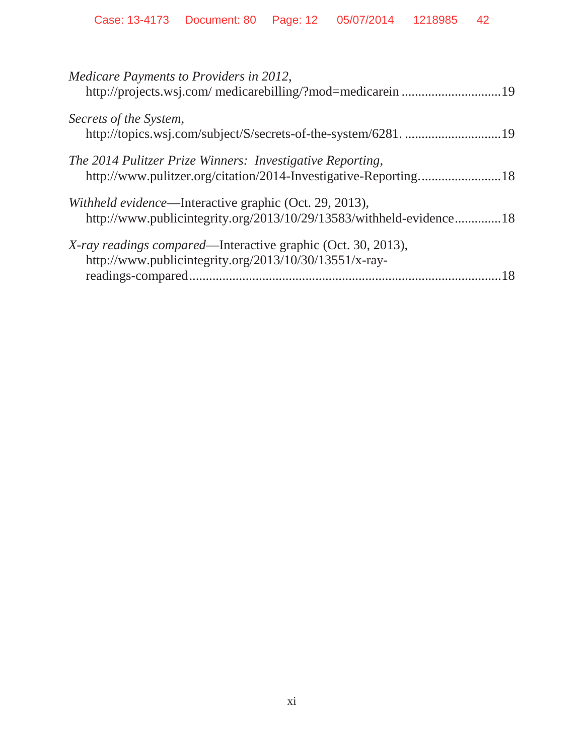*Medicare Payments to Providers in 2012*,
http://projects.wsj.com/ medicarebilling/?mod=medicarein ..............................19

*Secrets of the System*,
http://topics.wsj.com/subject/S/secrets-of-the-system/6281. .............................19

*The 2014 Pulitzer Prize Winners: Investigative Reporting*,
http://www.pulitzer.org/citation/2014-Investigative-Reporting.........................18

*Withheld evidence*—Interactive graphic (Oct. 29, 2013),
http://www.publicintegrity.org/2013/10/29/13583/withheld-evidence..............18

*X-ray readings compared*—Interactive graphic (Oct. 30, 2013),
http://www.publicintegrity.org/2013/10/30/13551/x-ray-readings-compared..............................................................................................18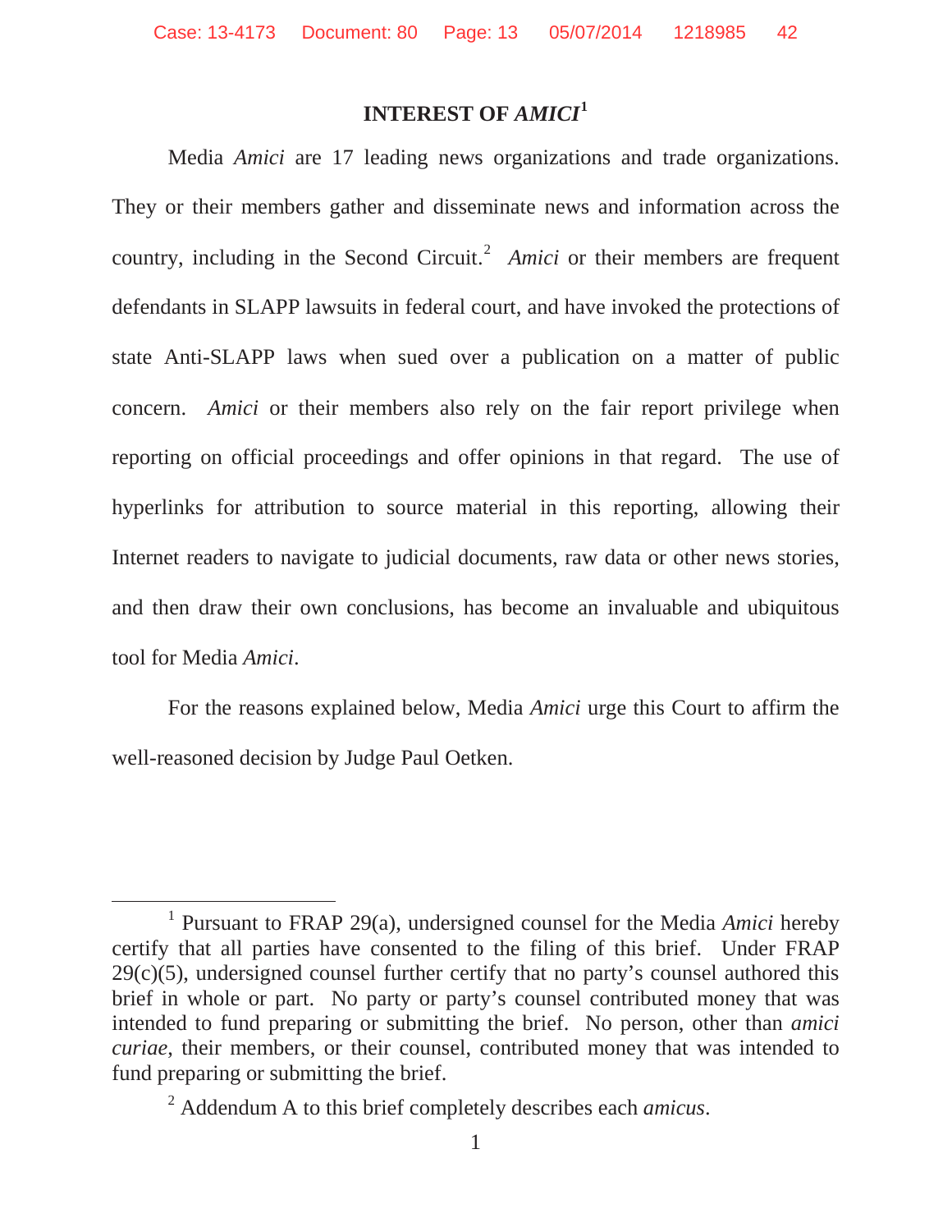## INTEREST OF *AMICI*[1]

Media *Amici* are 17 leading news organizations and trade organizations. They or their members gather and disseminate news and information across the country, including in the Second Circuit.[2] *Amici* or their members are frequent defendants in SLAPP lawsuits in federal court, and have invoked the protections of state Anti-SLAPP laws when sued over a publication on a matter of public concern. *Amici* or their members also rely on the fair report privilege when reporting on official proceedings and offer opinions in that regard. The use of hyperlinks for attribution to source material in this reporting, allowing their Internet readers to navigate to judicial documents, raw data or other news stories, and then draw their own conclusions, has become an invaluable and ubiquitous tool for Media *Amici*.

For the reasons explained below, Media *Amici* urge this Court to affirm the well-reasoned decision by Judge Paul Oetken.

---

[1] Pursuant to FRAP 29(a), undersigned counsel for the Media *Amici* hereby certify that all parties have consented to the filing of this brief. Under FRAP 29(c)(5), undersigned counsel further certify that no party's counsel authored this brief in whole or part. No party or party's counsel contributed money that was intended to fund preparing or submitting the brief. No person, other than *amici curiae*, their members, or their counsel, contributed money that was intended to fund preparing or submitting the brief.

[2] Addendum A to this brief completely describes each *amicus*.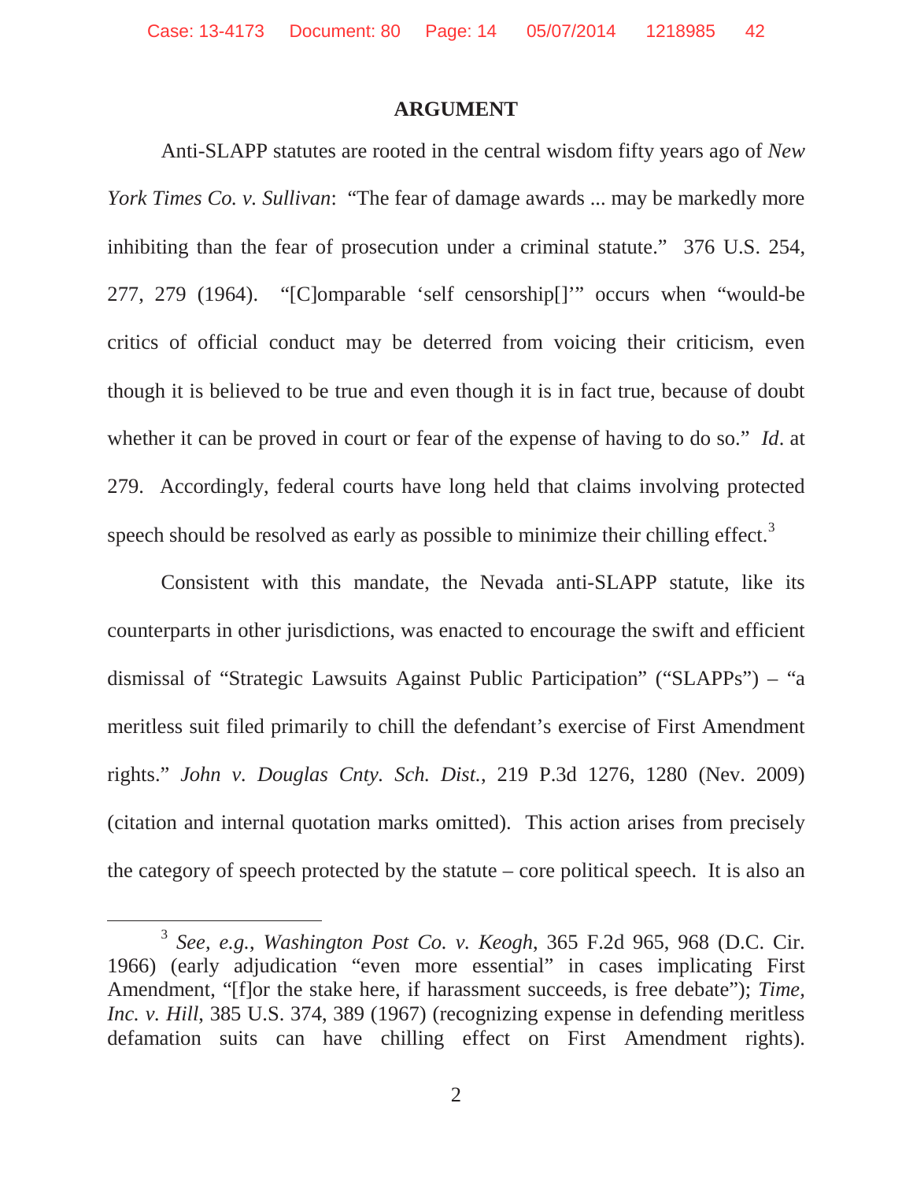## ARGUMENT

Anti-SLAPP statutes are rooted in the central wisdom fifty years ago of *New York Times Co. v. Sullivan*: "The fear of damage awards ... may be markedly more inhibiting than the fear of prosecution under a criminal statute." 376 U.S. 254, 277, 279 (1964). "[C]omparable 'self censorship[]'" occurs when "would-be critics of official conduct may be deterred from voicing their criticism, even though it is believed to be true and even though it is in fact true, because of doubt whether it can be proved in court or fear of the expense of having to do so." *Id*. at 279. Accordingly, federal courts have long held that claims involving protected speech should be resolved as early as possible to minimize their chilling effect.[3]

Consistent with this mandate, the Nevada anti-SLAPP statute, like its counterparts in other jurisdictions, was enacted to encourage the swift and efficient dismissal of "Strategic Lawsuits Against Public Participation" ("SLAPPs") – "a meritless suit filed primarily to chill the defendant's exercise of First Amendment rights." *John v. Douglas Cnty. Sch. Dist.*, 219 P.3d 1276, 1280 (Nev. 2009) (citation and internal quotation marks omitted). This action arises from precisely the category of speech protected by the statute – core political speech. It is also an

---

[3] *See, e.g.*, *Washington Post Co. v. Keogh*, 365 F.2d 965, 968 (D.C. Cir. 1966) (early adjudication "even more essential" in cases implicating First Amendment, "[f]or the stake here, if harassment succeeds, is free debate"); *Time, Inc. v. Hill*, 385 U.S. 374, 389 (1967) (recognizing expense in defending meritless defamation suits can have chilling effect on First Amendment rights).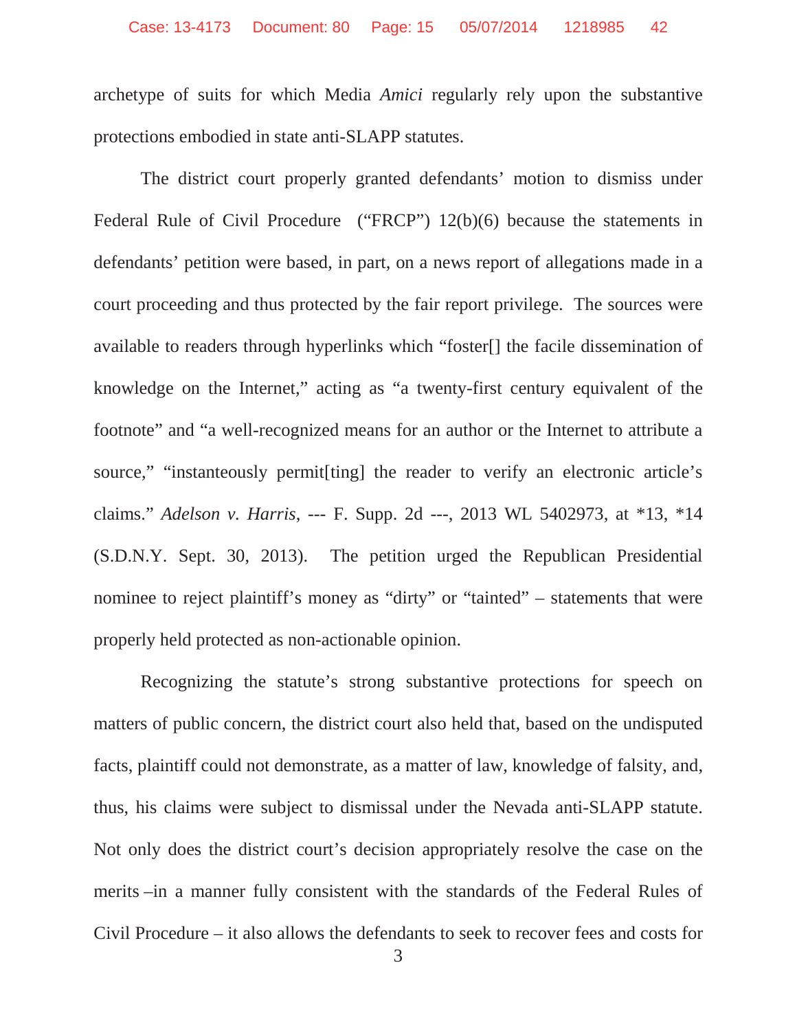archetype of suits for which Media *Amici* regularly rely upon the substantive protections embodied in state anti-SLAPP statutes.

The district court properly granted defendants' motion to dismiss under Federal Rule of Civil Procedure ("FRCP") 12(b)(6) because the statements in defendants' petition were based, in part, on a news report of allegations made in a court proceeding and thus protected by the fair report privilege. The sources were available to readers through hyperlinks which "foster[] the facile dissemination of knowledge on the Internet," acting as "a twenty-first century equivalent of the footnote" and "a well-recognized means for an author or the Internet to attribute a source," "instanteously permit[ting] the reader to verify an electronic article's claims." *Adelson v. Harris*, --- F. Supp. 2d ---, 2013 WL 5402973, at *13, *14 (S.D.N.Y. Sept. 30, 2013). The petition urged the Republican Presidential nominee to reject plaintiff's money as "dirty" or "tainted" – statements that were properly held protected as non-actionable opinion.

Recognizing the statute's strong substantive protections for speech on matters of public concern, the district court also held that, based on the undisputed facts, plaintiff could not demonstrate, as a matter of law, knowledge of falsity, and, thus, his claims were subject to dismissal under the Nevada anti-SLAPP statute. Not only does the district court's decision appropriately resolve the case on the merits –in a manner fully consistent with the standards of the Federal Rules of Civil Procedure – it also allows the defendants to seek to recover fees and costs for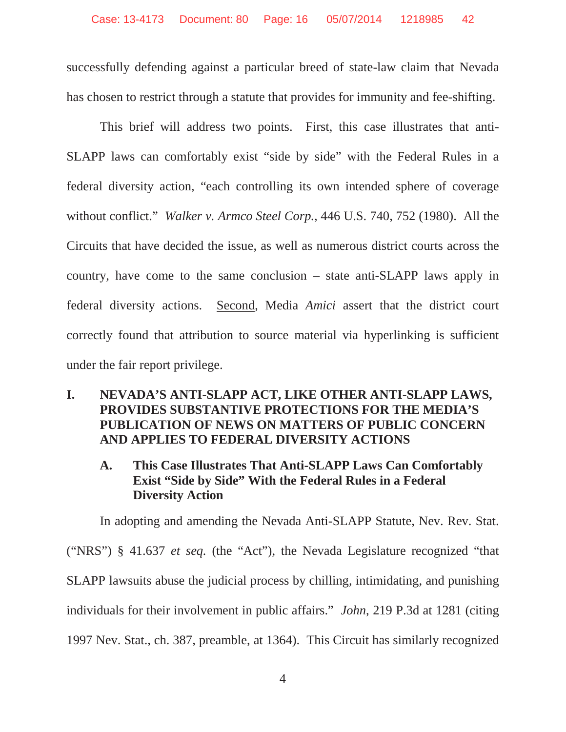successfully defending against a particular breed of state-law claim that Nevada has chosen to restrict through a statute that provides for immunity and fee-shifting.

This brief will address two points. First, this case illustrates that anti-SLAPP laws can comfortably exist "side by side" with the Federal Rules in a federal diversity action, "each controlling its own intended sphere of coverage without conflict." *Walker v. Armco Steel Corp.*, 446 U.S. 740, 752 (1980). All the Circuits that have decided the issue, as well as numerous district courts across the country, have come to the same conclusion – state anti-SLAPP laws apply in federal diversity actions. Second, Media *Amici* assert that the district court correctly found that attribution to source material via hyperlinking is sufficient under the fair report privilege.

## I. NEVADA'S ANTI-SLAPP ACT, LIKE OTHER ANTI-SLAPP LAWS, PROVIDES SUBSTANTIVE PROTECTIONS FOR THE MEDIA'S PUBLICATION OF NEWS ON MATTERS OF PUBLIC CONCERN AND APPLIES TO FEDERAL DIVERSITY ACTIONS

### A. This Case Illustrates That Anti-SLAPP Laws Can Comfortably Exist "Side by Side" With the Federal Rules in a Federal Diversity Action

In adopting and amending the Nevada Anti-SLAPP Statute, Nev. Rev. Stat. ("NRS") § 41.637 *et seq.* (the "Act"), the Nevada Legislature recognized "that SLAPP lawsuits abuse the judicial process by chilling, intimidating, and punishing individuals for their involvement in public affairs." *John*, 219 P.3d at 1281 (citing 1997 Nev. Stat., ch. 387, preamble, at 1364). This Circuit has similarly recognized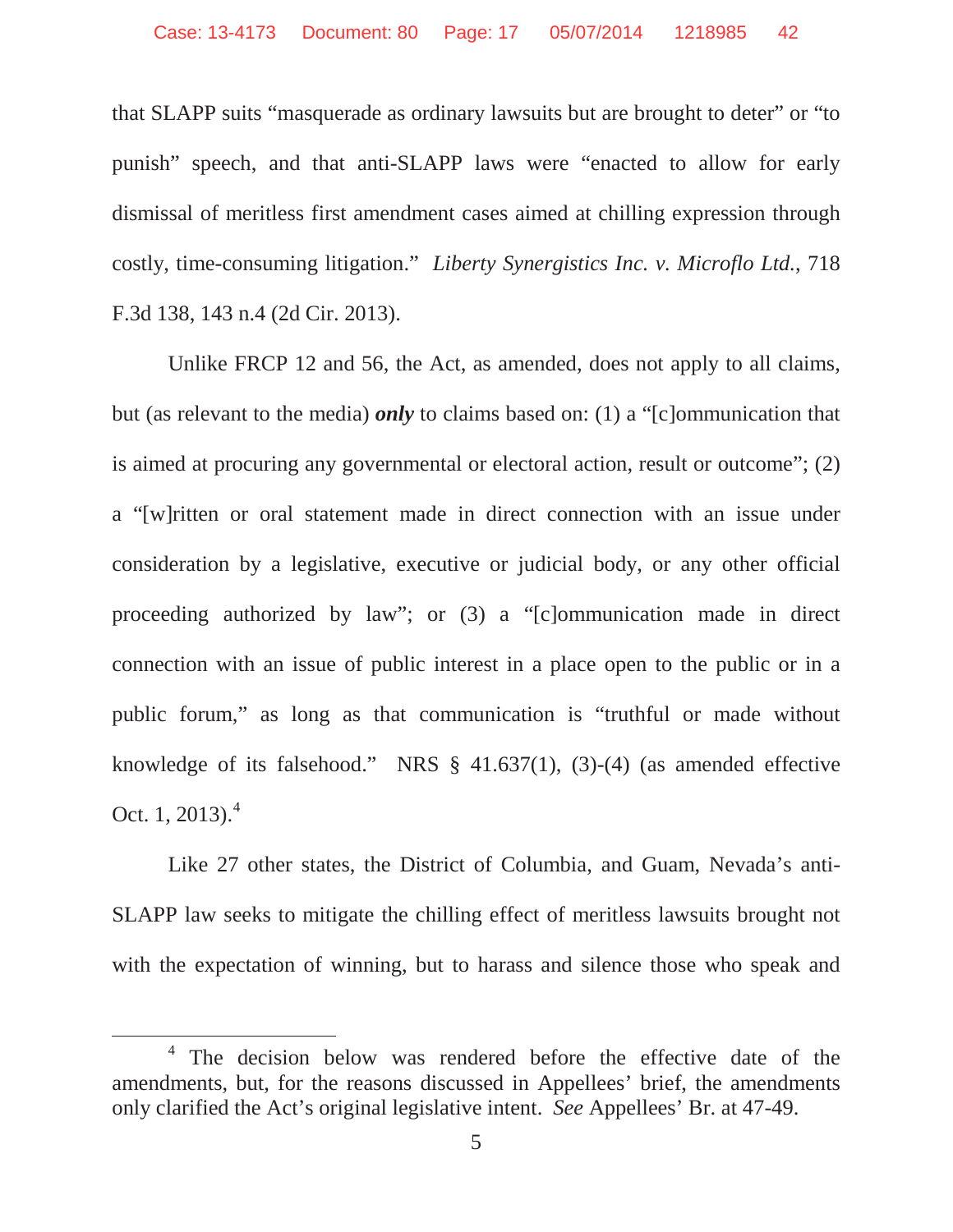that SLAPP suits "masquerade as ordinary lawsuits but are brought to deter" or "to punish" speech, and that anti-SLAPP laws were "enacted to allow for early dismissal of meritless first amendment cases aimed at chilling expression through costly, time-consuming litigation." *Liberty Synergistics Inc. v. Microflo Ltd.*, 718 F.3d 138, 143 n.4 (2d Cir. 2013).

Unlike FRCP 12 and 56, the Act, as amended, does not apply to all claims, but (as relevant to the media) ***only*** to claims based on: (1) a "[c]ommunication that is aimed at procuring any governmental or electoral action, result or outcome"; (2) a "[w]ritten or oral statement made in direct connection with an issue under consideration by a legislative, executive or judicial body, or any other official proceeding authorized by law"; or (3) a "[c]ommunication made in direct connection with an issue of public interest in a place open to the public or in a public forum," as long as that communication is "truthful or made without knowledge of its falsehood." NRS § 41.637(1), (3)-(4) (as amended effective Oct. 1, 2013).[4]

Like 27 other states, the District of Columbia, and Guam, Nevada's anti-SLAPP law seeks to mitigate the chilling effect of meritless lawsuits brought not with the expectation of winning, but to harass and silence those who speak and

[4] The decision below was rendered before the effective date of the amendments, but, for the reasons discussed in Appellees' brief, the amendments only clarified the Act's original legislative intent. *See* Appellees' Br. at 47-49.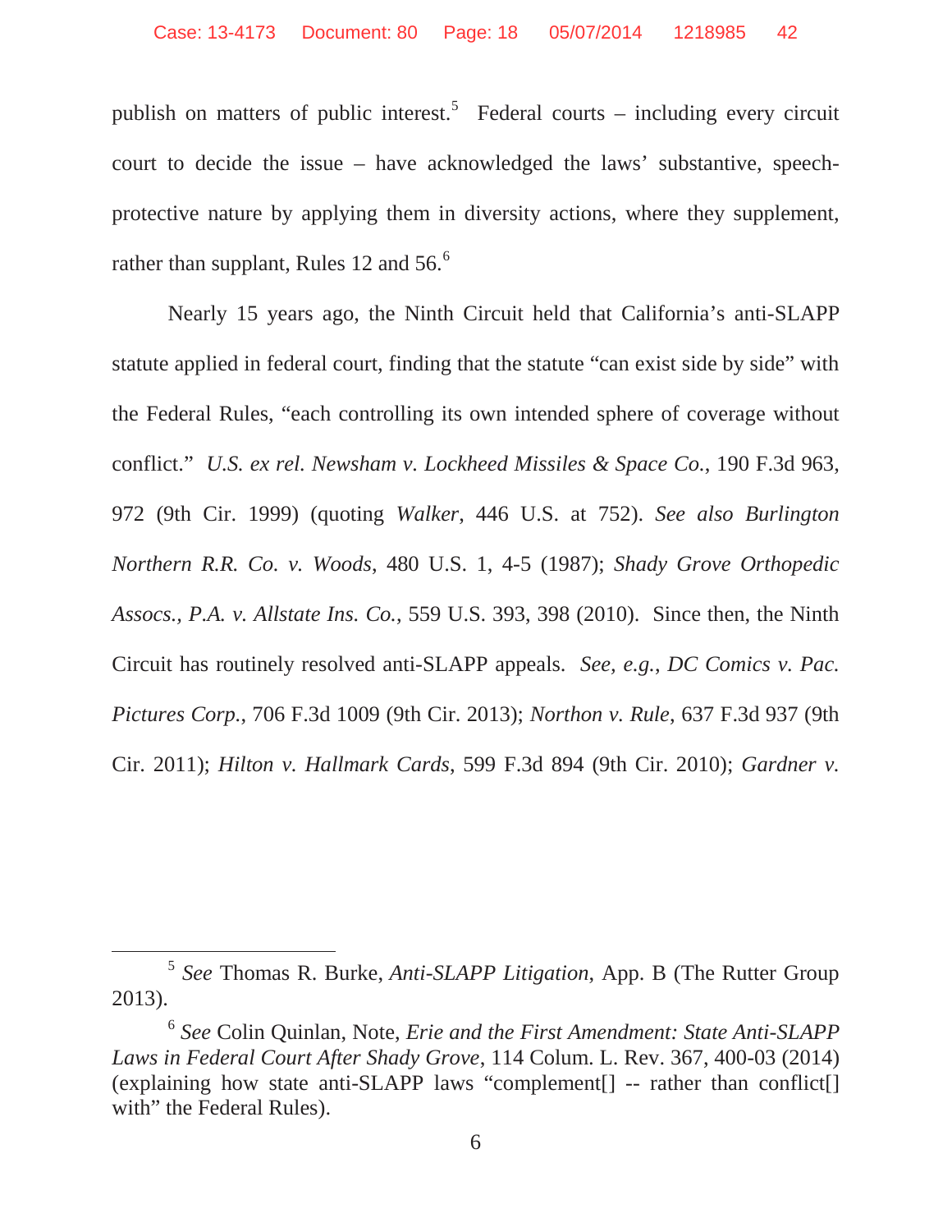publish on matters of public interest.[5] Federal courts – including every circuit court to decide the issue – have acknowledged the laws' substantive, speech-protective nature by applying them in diversity actions, where they supplement, rather than supplant, Rules 12 and 56.[6]

Nearly 15 years ago, the Ninth Circuit held that California's anti-SLAPP statute applied in federal court, finding that the statute "can exist side by side" with the Federal Rules, "each controlling its own intended sphere of coverage without conflict." *U.S. ex rel. Newsham v. Lockheed Missiles & Space Co.*, 190 F.3d 963, 972 (9th Cir. 1999) (quoting *Walker*, 446 U.S. at 752). *See also Burlington Northern R.R. Co. v. Woods*, 480 U.S. 1, 4-5 (1987); *Shady Grove Orthopedic Assocs., P.A. v. Allstate Ins. Co.*, 559 U.S. 393, 398 (2010). Since then, the Ninth Circuit has routinely resolved anti-SLAPP appeals. *See, e.g.*, *DC Comics v. Pac. Pictures Corp.*, 706 F.3d 1009 (9th Cir. 2013); *Northon v. Rule*, 637 F.3d 937 (9th Cir. 2011); *Hilton v. Hallmark Cards*, 599 F.3d 894 (9th Cir. 2010); *Gardner v.*

---

[5] *See* Thomas R. Burke, *Anti-SLAPP Litigation*, App. B (The Rutter Group 2013).

[6] *See* Colin Quinlan, Note, *Erie and the First Amendment: State Anti-SLAPP Laws in Federal Court After Shady Grove*, 114 Colum. L. Rev. 367, 400-03 (2014) (explaining how state anti-SLAPP laws "complement[] -- rather than conflict[] with" the Federal Rules).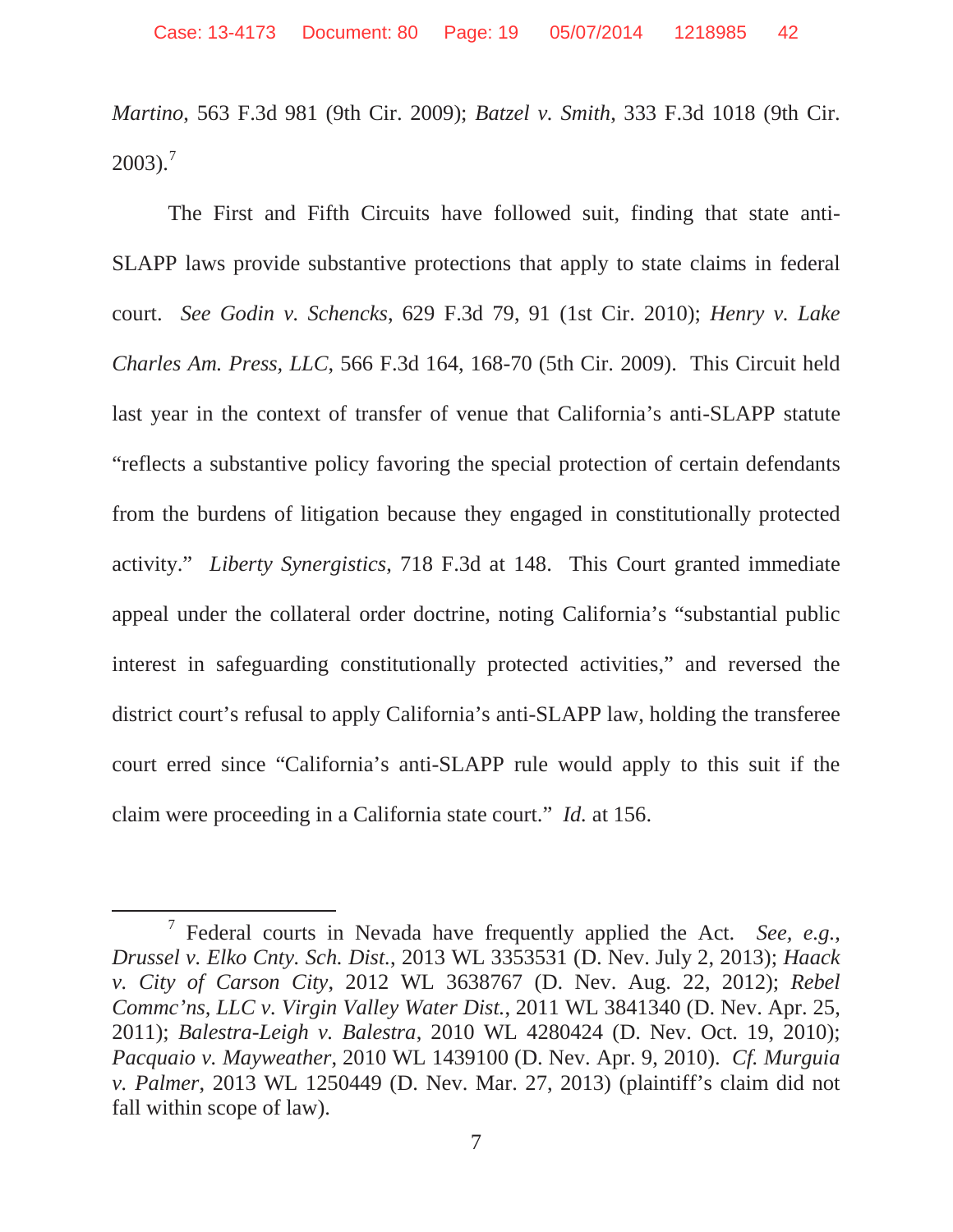*Martino*, 563 F.3d 981 (9th Cir. 2009); *Batzel v. Smith*, 333 F.3d 1018 (9th Cir. 2003).[7]

The First and Fifth Circuits have followed suit, finding that state anti-SLAPP laws provide substantive protections that apply to state claims in federal court. *See Godin v. Schencks*, 629 F.3d 79, 91 (1st Cir. 2010); *Henry v. Lake Charles Am. Press, LLC*, 566 F.3d 164, 168-70 (5th Cir. 2009). This Circuit held last year in the context of transfer of venue that California's anti-SLAPP statute "reflects a substantive policy favoring the special protection of certain defendants from the burdens of litigation because they engaged in constitutionally protected activity." *Liberty Synergistics*, 718 F.3d at 148. This Court granted immediate appeal under the collateral order doctrine, noting California's "substantial public interest in safeguarding constitutionally protected activities," and reversed the district court's refusal to apply California's anti-SLAPP law, holding the transferee court erred since "California's anti-SLAPP rule would apply to this suit if the claim were proceeding in a California state court." *Id.* at 156.

---

[7] Federal courts in Nevada have frequently applied the Act. *See, e.g.*, *Drussel v. Elko Cnty. Sch. Dist.*, 2013 WL 3353531 (D. Nev. July 2, 2013); *Haack v. City of Carson City*, 2012 WL 3638767 (D. Nev. Aug. 22, 2012); *Rebel Commc'ns, LLC v. Virgin Valley Water Dist.*, 2011 WL 3841340 (D. Nev. Apr. 25, 2011); *Balestra-Leigh v. Balestra*, 2010 WL 4280424 (D. Nev. Oct. 19, 2010); *Pacquaio v. Mayweather*, 2010 WL 1439100 (D. Nev. Apr. 9, 2010). *Cf. Murguia v. Palmer*, 2013 WL 1250449 (D. Nev. Mar. 27, 2013) (plaintiff's claim did not fall within scope of law).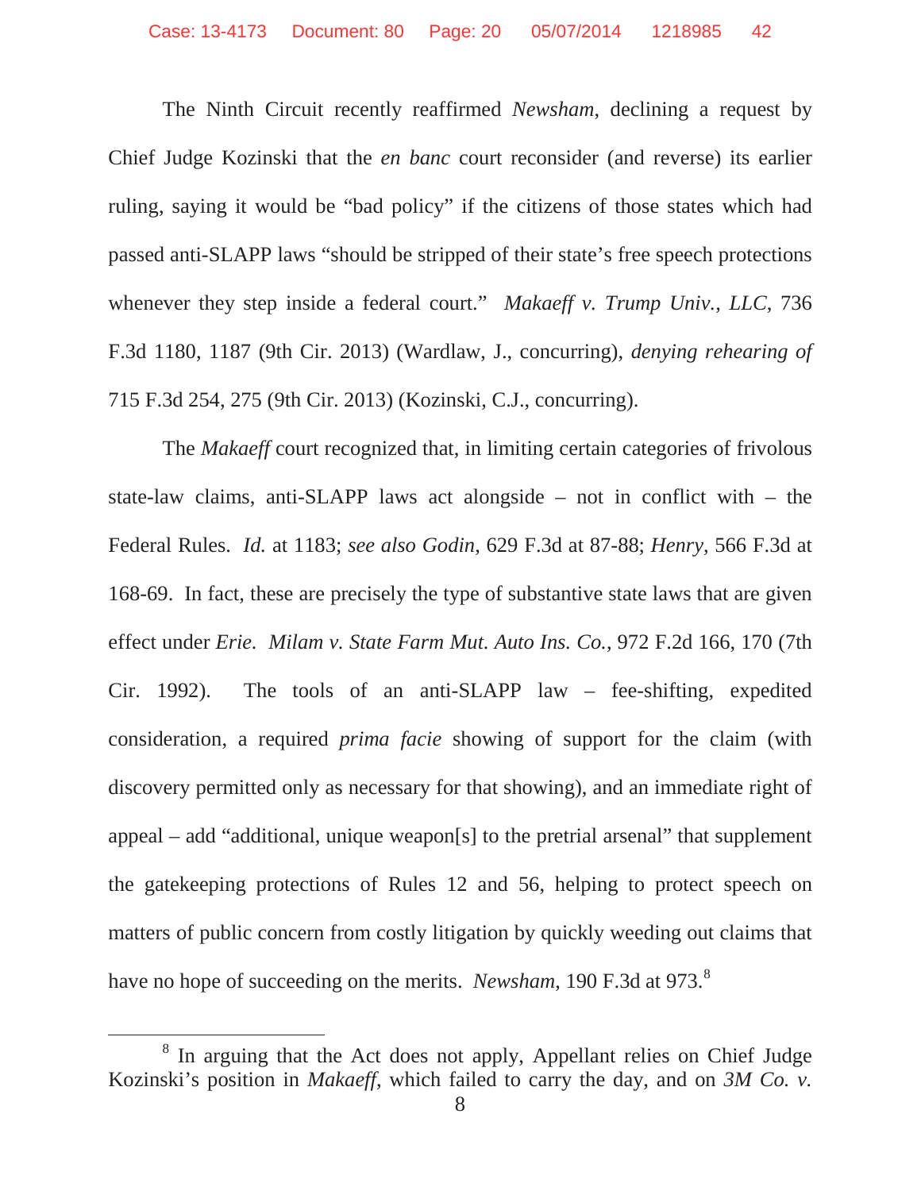The Ninth Circuit recently reaffirmed *Newsham*, declining a request by Chief Judge Kozinski that the *en banc* court reconsider (and reverse) its earlier ruling, saying it would be "bad policy" if the citizens of those states which had passed anti-SLAPP laws "should be stripped of their state's free speech protections whenever they step inside a federal court." *Makaeff v. Trump Univ., LLC*, 736 F.3d 1180, 1187 (9th Cir. 2013) (Wardlaw, J., concurring), *denying rehearing of* 715 F.3d 254, 275 (9th Cir. 2013) (Kozinski, C.J., concurring).

The *Makaeff* court recognized that, in limiting certain categories of frivolous state-law claims, anti-SLAPP laws act alongside – not in conflict with – the Federal Rules. *Id.* at 1183; *see also Godin*, 629 F.3d at 87-88; *Henry*, 566 F.3d at 168-69. In fact, these are precisely the type of substantive state laws that are given effect under *Erie*. *Milam v. State Farm Mut. Auto Ins. Co.*, 972 F.2d 166, 170 (7th Cir. 1992). The tools of an anti-SLAPP law – fee-shifting, expedited consideration, a required *prima facie* showing of support for the claim (with discovery permitted only as necessary for that showing), and an immediate right of appeal – add "additional, unique weapon[s] to the pretrial arsenal" that supplement the gatekeeping protections of Rules 12 and 56, helping to protect speech on matters of public concern from costly litigation by quickly weeding out claims that have no hope of succeeding on the merits. *Newsham*, 190 F.3d at 973.[8]

[8] In arguing that the Act does not apply, Appellant relies on Chief Judge Kozinski's position in *Makaeff*, which failed to carry the day, and on *3M Co. v.*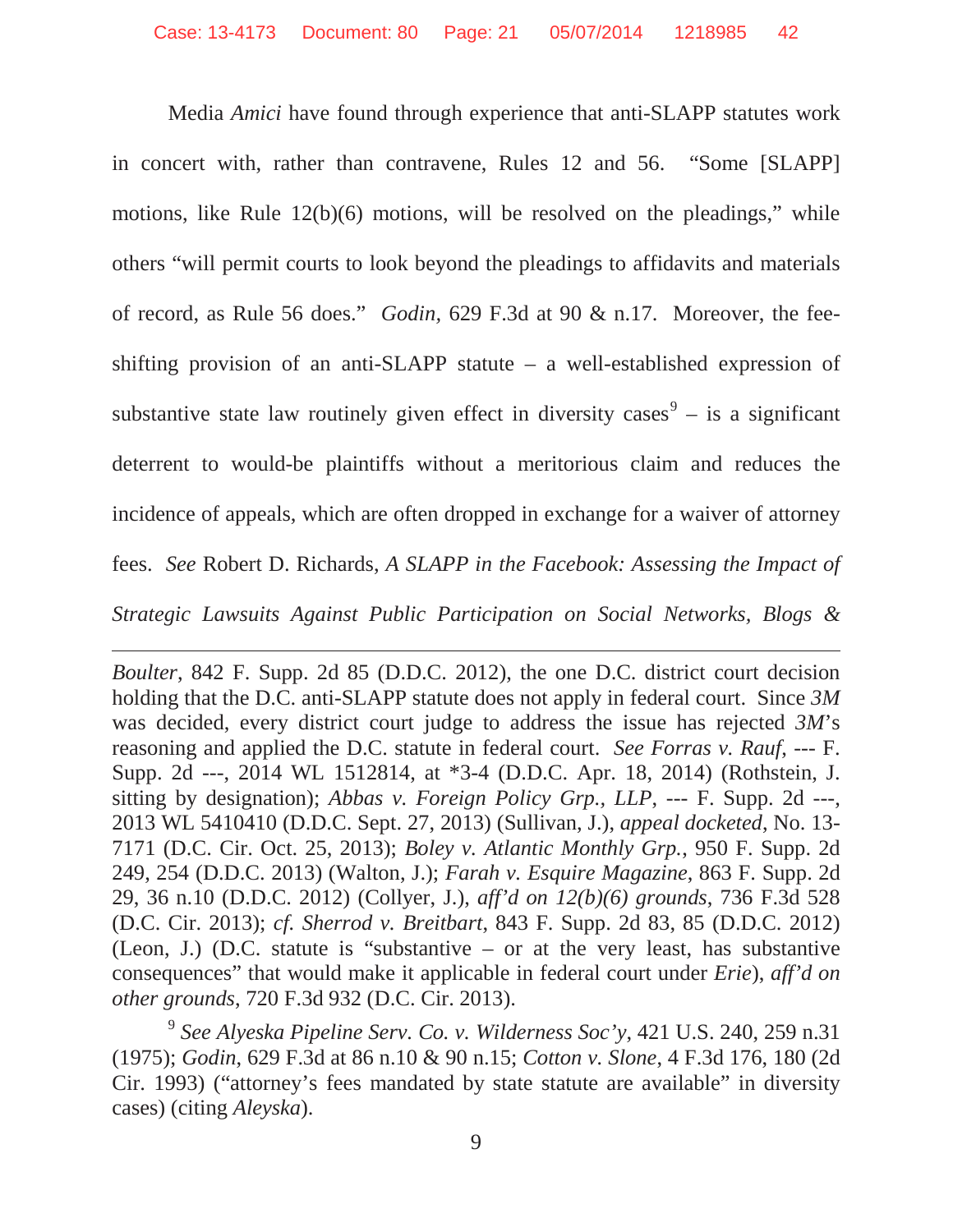Media *Amici* have found through experience that anti-SLAPP statutes work in concert with, rather than contravene, Rules 12 and 56. "Some [SLAPP] motions, like Rule 12(b)(6) motions, will be resolved on the pleadings," while others "will permit courts to look beyond the pleadings to affidavits and materials of record, as Rule 56 does." *Godin*, 629 F.3d at 90 & n.17. Moreover, the fee-shifting provision of an anti-SLAPP statute – a well-established expression of substantive state law routinely given effect in diversity cases[9] – is a significant deterrent to would-be plaintiffs without a meritorious claim and reduces the incidence of appeals, which are often dropped in exchange for a waiver of attorney fees. *See* Robert D. Richards, *A SLAPP in the Facebook: Assessing the Impact of Strategic Lawsuits Against Public Participation on Social Networks, Blogs &*

---

*Boulter*, 842 F. Supp. 2d 85 (D.D.C. 2012), the one D.C. district court decision holding that the D.C. anti-SLAPP statute does not apply in federal court. Since *3M* was decided, every district court judge to address the issue has rejected *3M*'s reasoning and applied the D.C. statute in federal court. *See Forras v. Rauf*, --- F. Supp. 2d ---, 2014 WL 1512814, at *3-4 (D.D.C. Apr. 18, 2014) (Rothstein, J. sitting by designation); *Abbas v. Foreign Policy Grp., LLP*, --- F. Supp. 2d ---, 2013 WL 5410410 (D.D.C. Sept. 27, 2013) (Sullivan, J.), *appeal docketed*, No. 13-7171 (D.C. Cir. Oct. 25, 2013); *Boley v. Atlantic Monthly Grp.*, 950 F. Supp. 2d 249, 254 (D.D.C. 2013) (Walton, J.); *Farah v. Esquire Magazine*, 863 F. Supp. 2d 29, 36 n.10 (D.D.C. 2012) (Collyer, J.), *aff'd on 12(b)(6) grounds*, 736 F.3d 528 (D.C. Cir. 2013); *cf. Sherrod v. Breitbart*, 843 F. Supp. 2d 83, 85 (D.D.C. 2012) (Leon, J.) (D.C. statute is "substantive – or at the very least, has substantive consequences" that would make it applicable in federal court under *Erie*), *aff'd on other grounds*, 720 F.3d 932 (D.C. Cir. 2013).

[9] *See Alyeska Pipeline Serv. Co. v. Wilderness Soc'y*, 421 U.S. 240, 259 n.31 (1975); *Godin*, 629 F.3d at 86 n.10 & 90 n.15; *Cotton v. Slone*, 4 F.3d 176, 180 (2d Cir. 1993) ("attorney's fees mandated by state statute are available" in diversity cases) (citing *Aleyska*).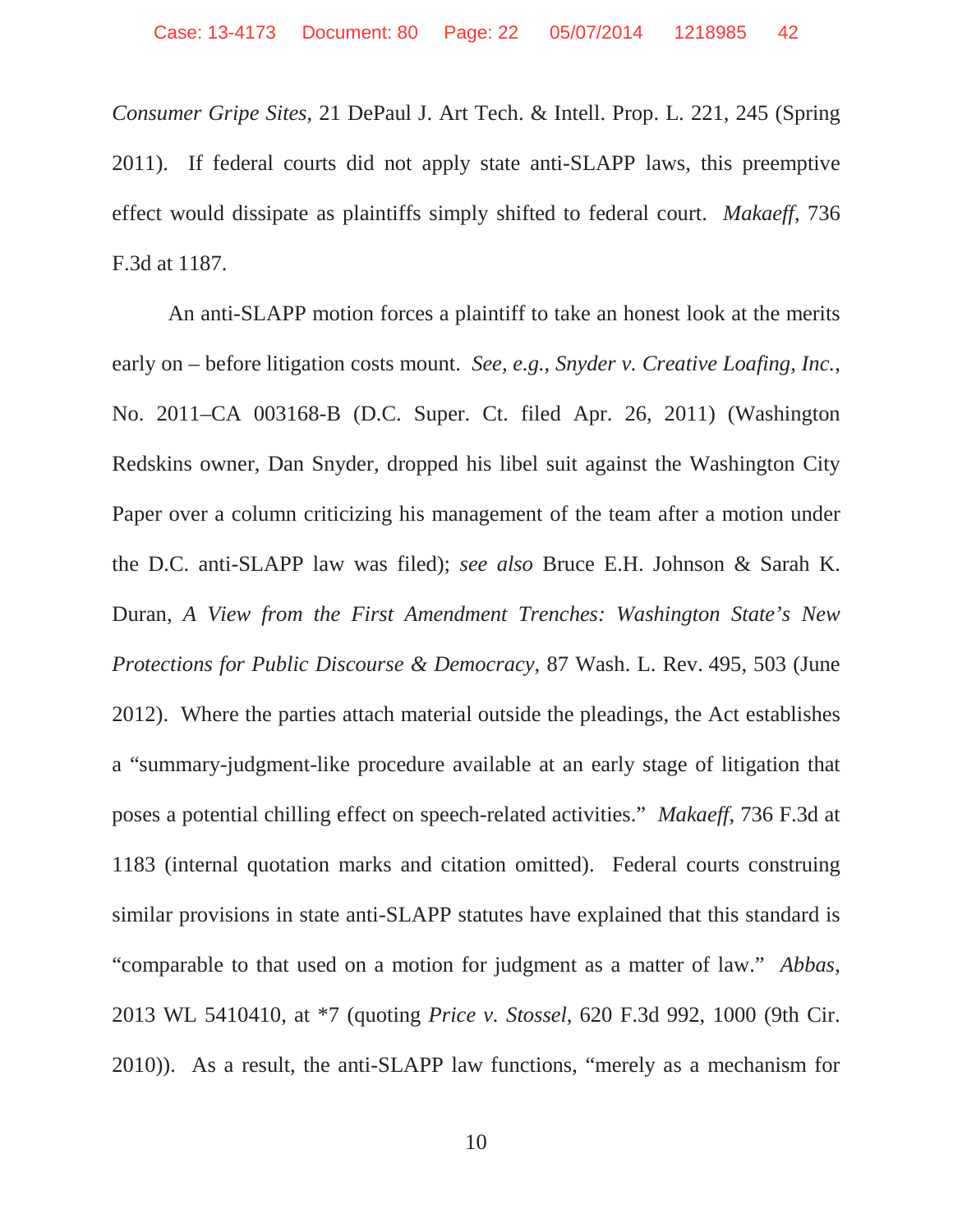*Consumer Gripe Sites*, 21 DePaul J. Art Tech. & Intell. Prop. L. 221, 245 (Spring 2011). If federal courts did not apply state anti-SLAPP laws, this preemptive effect would dissipate as plaintiffs simply shifted to federal court. *Makaeff*, 736 F.3d at 1187.

An anti-SLAPP motion forces a plaintiff to take an honest look at the merits early on – before litigation costs mount. *See, e.g.*, *Snyder v. Creative Loafing, Inc.*, No. 2011–CA 003168-B (D.C. Super. Ct. filed Apr. 26, 2011) (Washington Redskins owner, Dan Snyder, dropped his libel suit against the Washington City Paper over a column criticizing his management of the team after a motion under the D.C. anti-SLAPP law was filed); *see also* Bruce E.H. Johnson & Sarah K. Duran, *A View from the First Amendment Trenches: Washington State's New Protections for Public Discourse & Democracy*, 87 Wash. L. Rev. 495, 503 (June 2012). Where the parties attach material outside the pleadings, the Act establishes a "summary-judgment-like procedure available at an early stage of litigation that poses a potential chilling effect on speech-related activities." *Makaeff*, 736 F.3d at 1183 (internal quotation marks and citation omitted). Federal courts construing similar provisions in state anti-SLAPP statutes have explained that this standard is "comparable to that used on a motion for judgment as a matter of law." *Abbas*, 2013 WL 5410410, at *7 (quoting *Price v. Stossel*, 620 F.3d 992, 1000 (9th Cir. 2010)). As a result, the anti-SLAPP law functions, "merely as a mechanism for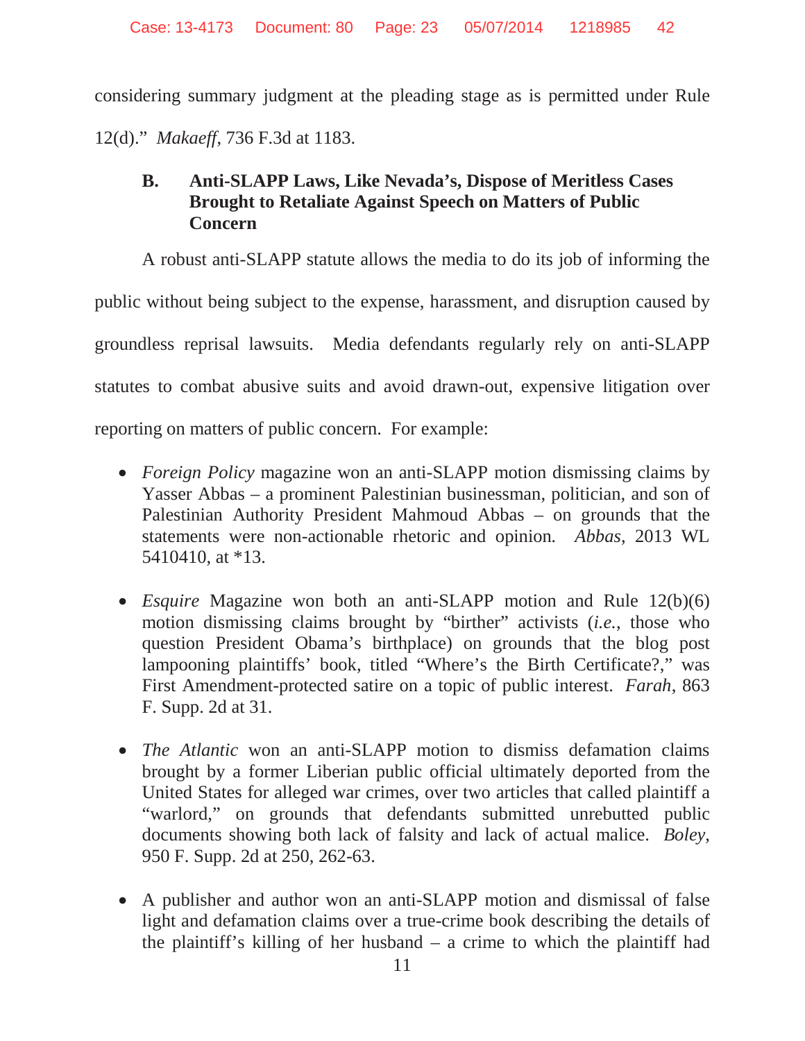considering summary judgment at the pleading stage as is permitted under Rule 12(d)." *Makaeff*, 736 F.3d at 1183.

### B. Anti-SLAPP Laws, Like Nevada's, Dispose of Meritless Cases Brought to Retaliate Against Speech on Matters of Public Concern

A robust anti-SLAPP statute allows the media to do its job of informing the public without being subject to the expense, harassment, and disruption caused by groundless reprisal lawsuits. Media defendants regularly rely on anti-SLAPP statutes to combat abusive suits and avoid drawn-out, expensive litigation over reporting on matters of public concern. For example:

- *Foreign Policy* magazine won an anti-SLAPP motion dismissing claims by Yasser Abbas – a prominent Palestinian businessman, politician, and son of Palestinian Authority President Mahmoud Abbas – on grounds that the statements were non-actionable rhetoric and opinion. *Abbas*, 2013 WL 5410410, at *13.

- *Esquire* Magazine won both an anti-SLAPP motion and Rule 12(b)(6) motion dismissing claims brought by "birther" activists (*i.e.*, those who question President Obama's birthplace) on grounds that the blog post lampooning plaintiffs' book, titled "Where's the Birth Certificate?," was First Amendment-protected satire on a topic of public interest. *Farah*, 863 F. Supp. 2d at 31.

- *The Atlantic* won an anti-SLAPP motion to dismiss defamation claims brought by a former Liberian public official ultimately deported from the United States for alleged war crimes, over two articles that called plaintiff a "warlord," on grounds that defendants submitted unrebutted public documents showing both lack of falsity and lack of actual malice. *Boley*, 950 F. Supp. 2d at 250, 262-63.

- A publisher and author won an anti-SLAPP motion and dismissal of false light and defamation claims over a true-crime book describing the details of the plaintiff's killing of her husband – a crime to which the plaintiff had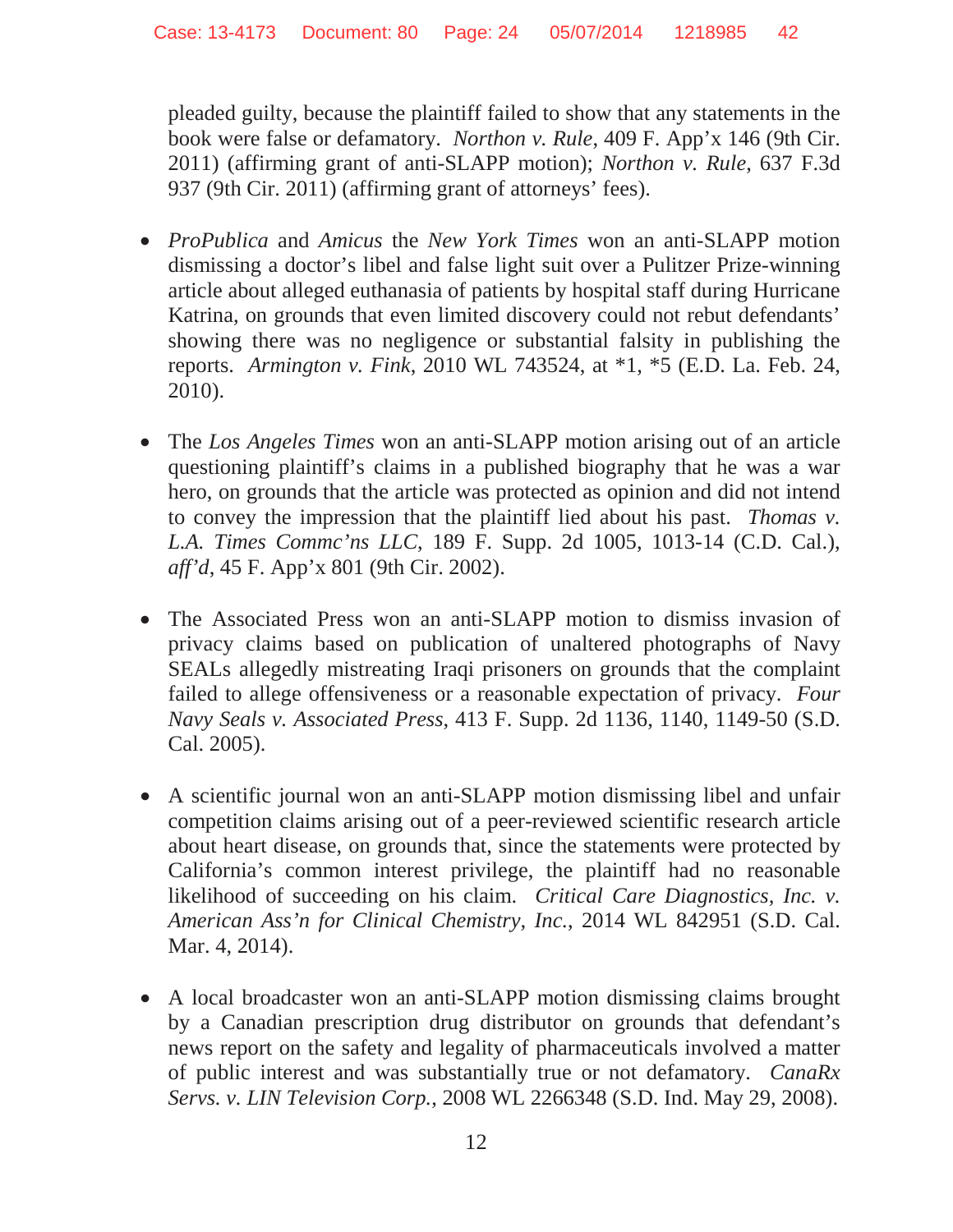pleaded guilty, because the plaintiff failed to show that any statements in the book were false or defamatory. *Northon v. Rule*, 409 F. App'x 146 (9th Cir. 2011) (affirming grant of anti-SLAPP motion); *Northon v. Rule*, 637 F.3d 937 (9th Cir. 2011) (affirming grant of attorneys' fees).

- *ProPublica* and *Amicus* the *New York Times* won an anti-SLAPP motion dismissing a doctor's libel and false light suit over a Pulitzer Prize-winning article about alleged euthanasia of patients by hospital staff during Hurricane Katrina, on grounds that even limited discovery could not rebut defendants' showing there was no negligence or substantial falsity in publishing the reports. *Armington v. Fink*, 2010 WL 743524, at *1, *5 (E.D. La. Feb. 24, 2010).

- The *Los Angeles Times* won an anti-SLAPP motion arising out of an article questioning plaintiff's claims in a published biography that he was a war hero, on grounds that the article was protected as opinion and did not intend to convey the impression that the plaintiff lied about his past. *Thomas v. L.A. Times Commc'ns LLC*, 189 F. Supp. 2d 1005, 1013-14 (C.D. Cal.), *aff'd*, 45 F. App'x 801 (9th Cir. 2002).

- The Associated Press won an anti-SLAPP motion to dismiss invasion of privacy claims based on publication of unaltered photographs of Navy SEALs allegedly mistreating Iraqi prisoners on grounds that the complaint failed to allege offensiveness or a reasonable expectation of privacy. *Four Navy Seals v. Associated Press*, 413 F. Supp. 2d 1136, 1140, 1149-50 (S.D. Cal. 2005).

- A scientific journal won an anti-SLAPP motion dismissing libel and unfair competition claims arising out of a peer-reviewed scientific research article about heart disease, on grounds that, since the statements were protected by California's common interest privilege, the plaintiff had no reasonable likelihood of succeeding on his claim. *Critical Care Diagnostics, Inc. v. American Ass'n for Clinical Chemistry, Inc.*, 2014 WL 842951 (S.D. Cal. Mar. 4, 2014).

- A local broadcaster won an anti-SLAPP motion dismissing claims brought by a Canadian prescription drug distributor on grounds that defendant's news report on the safety and legality of pharmaceuticals involved a matter of public interest and was substantially true or not defamatory. *CanaRx Servs. v. LIN Television Corp.*, 2008 WL 2266348 (S.D. Ind. May 29, 2008).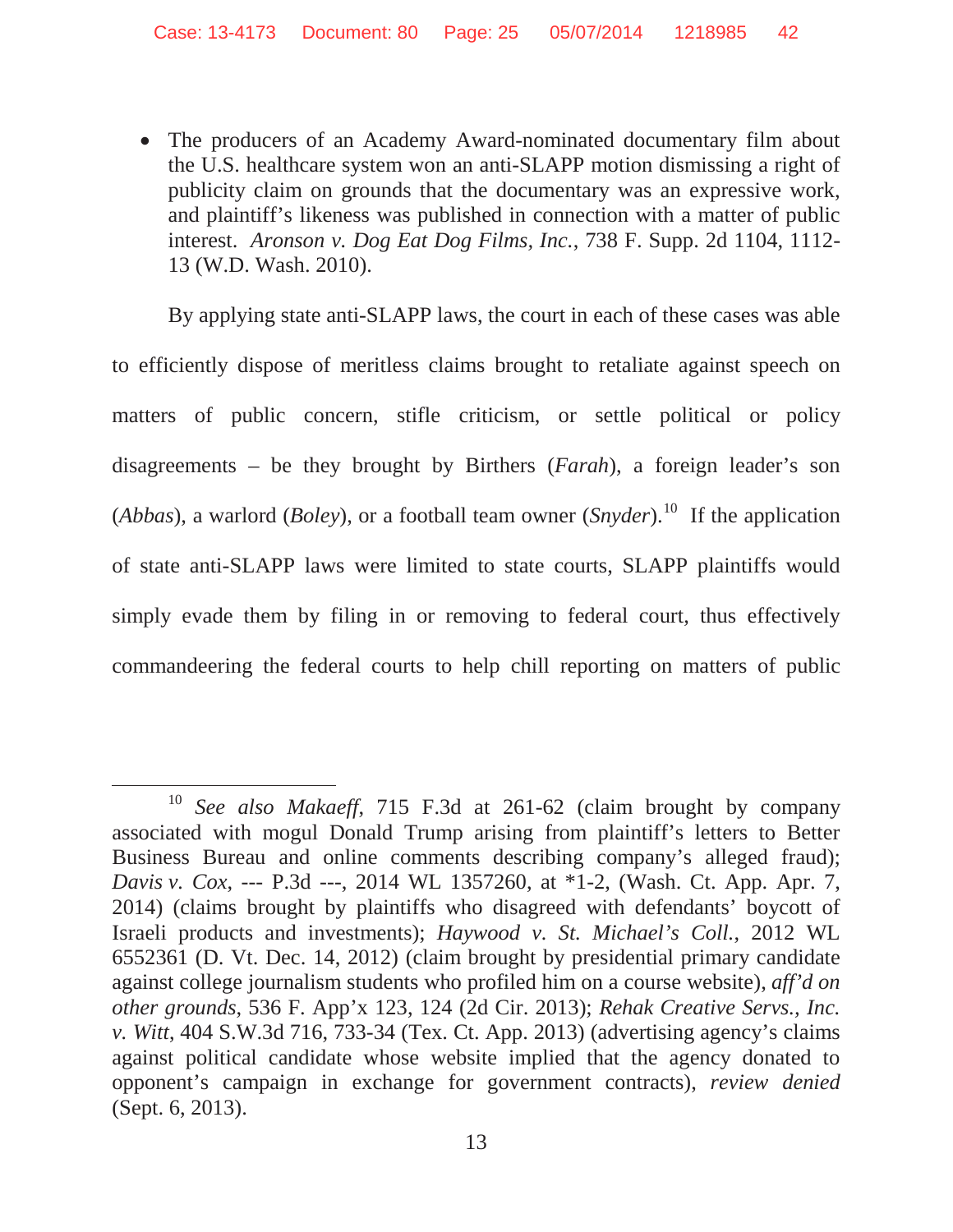- The producers of an Academy Award-nominated documentary film about the U.S. healthcare system won an anti-SLAPP motion dismissing a right of publicity claim on grounds that the documentary was an expressive work, and plaintiff's likeness was published in connection with a matter of public interest. *Aronson v. Dog Eat Dog Films, Inc.*, 738 F. Supp. 2d 1104, 1112-13 (W.D. Wash. 2010).

By applying state anti-SLAPP laws, the court in each of these cases was able to efficiently dispose of meritless claims brought to retaliate against speech on matters of public concern, stifle criticism, or settle political or policy disagreements – be they brought by Birthers (*Farah*), a foreign leader's son (*Abbas*), a warlord (*Boley*), or a football team owner (*Snyder*).[10] If the application of state anti-SLAPP laws were limited to state courts, SLAPP plaintiffs would simply evade them by filing in or removing to federal court, thus effectively commandeering the federal courts to help chill reporting on matters of public

---

[10] *See also Makaeff*, 715 F.3d at 261-62 (claim brought by company associated with mogul Donald Trump arising from plaintiff's letters to Better Business Bureau and online comments describing company's alleged fraud); *Davis v. Cox*, --- P.3d ---, 2014 WL 1357260, at *1-2, (Wash. Ct. App. Apr. 7, 2014) (claims brought by plaintiffs who disagreed with defendants' boycott of Israeli products and investments); *Haywood v. St. Michael's Coll.*, 2012 WL 6552361 (D. Vt. Dec. 14, 2012) (claim brought by presidential primary candidate against college journalism students who profiled him on a course website), *aff'd on other grounds*, 536 F. App'x 123, 124 (2d Cir. 2013); *Rehak Creative Servs., Inc. v. Witt*, 404 S.W.3d 716, 733-34 (Tex. Ct. App. 2013) (advertising agency's claims against political candidate whose website implied that the agency donated to opponent's campaign in exchange for government contracts), *review denied* (Sept. 6, 2013).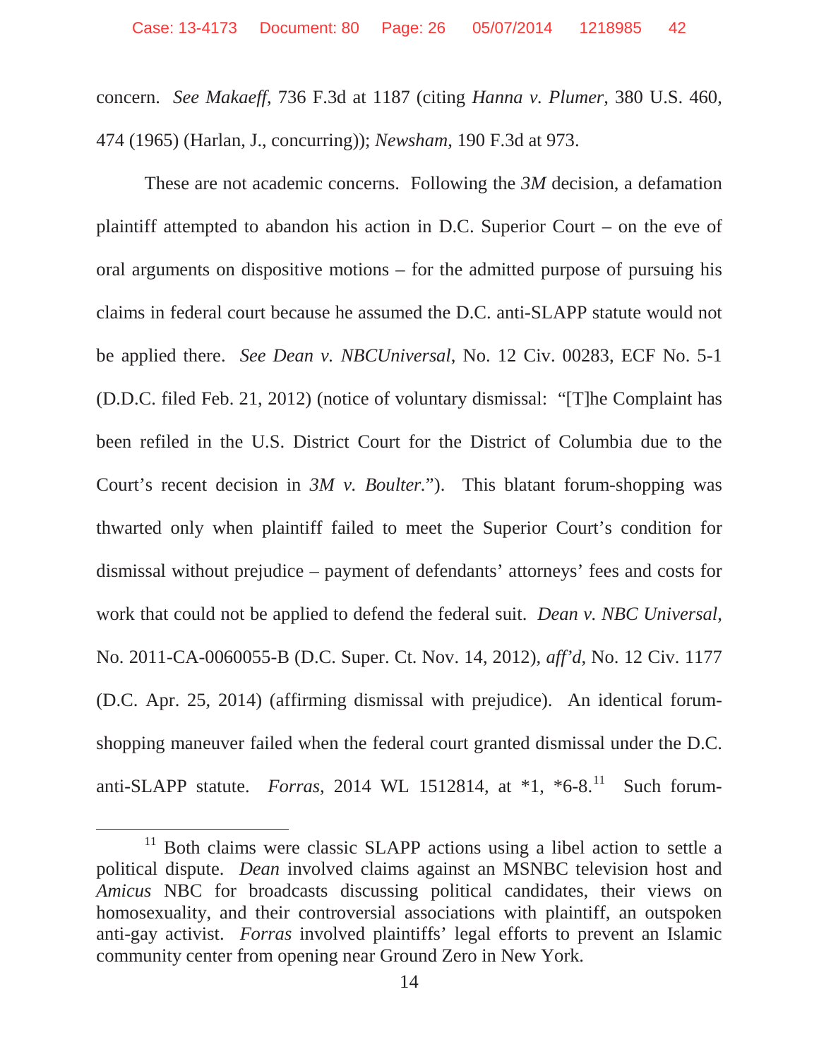concern. *See Makaeff*, 736 F.3d at 1187 (citing *Hanna v. Plumer*, 380 U.S. 460, 474 (1965) (Harlan, J., concurring)); *Newsham*, 190 F.3d at 973.

These are not academic concerns. Following the *3M* decision, a defamation plaintiff attempted to abandon his action in D.C. Superior Court – on the eve of oral arguments on dispositive motions – for the admitted purpose of pursuing his claims in federal court because he assumed the D.C. anti-SLAPP statute would not be applied there. *See Dean v. NBCUniversal*, No. 12 Civ. 00283, ECF No. 5-1 (D.D.C. filed Feb. 21, 2012) (notice of voluntary dismissal: "[T]he Complaint has been refiled in the U.S. District Court for the District of Columbia due to the Court's recent decision in *3M v. Boulter.*"). This blatant forum-shopping was thwarted only when plaintiff failed to meet the Superior Court's condition for dismissal without prejudice – payment of defendants' attorneys' fees and costs for work that could not be applied to defend the federal suit. *Dean v. NBC Universal*, No. 2011-CA-0060055-B (D.C. Super. Ct. Nov. 14, 2012), *aff'd*, No. 12 Civ. 1177 (D.C. Apr. 25, 2014) (affirming dismissal with prejudice). An identical forum-shopping maneuver failed when the federal court granted dismissal under the D.C. anti-SLAPP statute. *Forras*, 2014 WL 1512814, at *1, *6-8.[11] Such forum-

[11] Both claims were classic SLAPP actions using a libel action to settle a political dispute. *Dean* involved claims against an MSNBC television host and *Amicus* NBC for broadcasts discussing political candidates, their views on homosexuality, and their controversial associations with plaintiff, an outspoken anti-gay activist. *Forras* involved plaintiffs' legal efforts to prevent an Islamic community center from opening near Ground Zero in New York.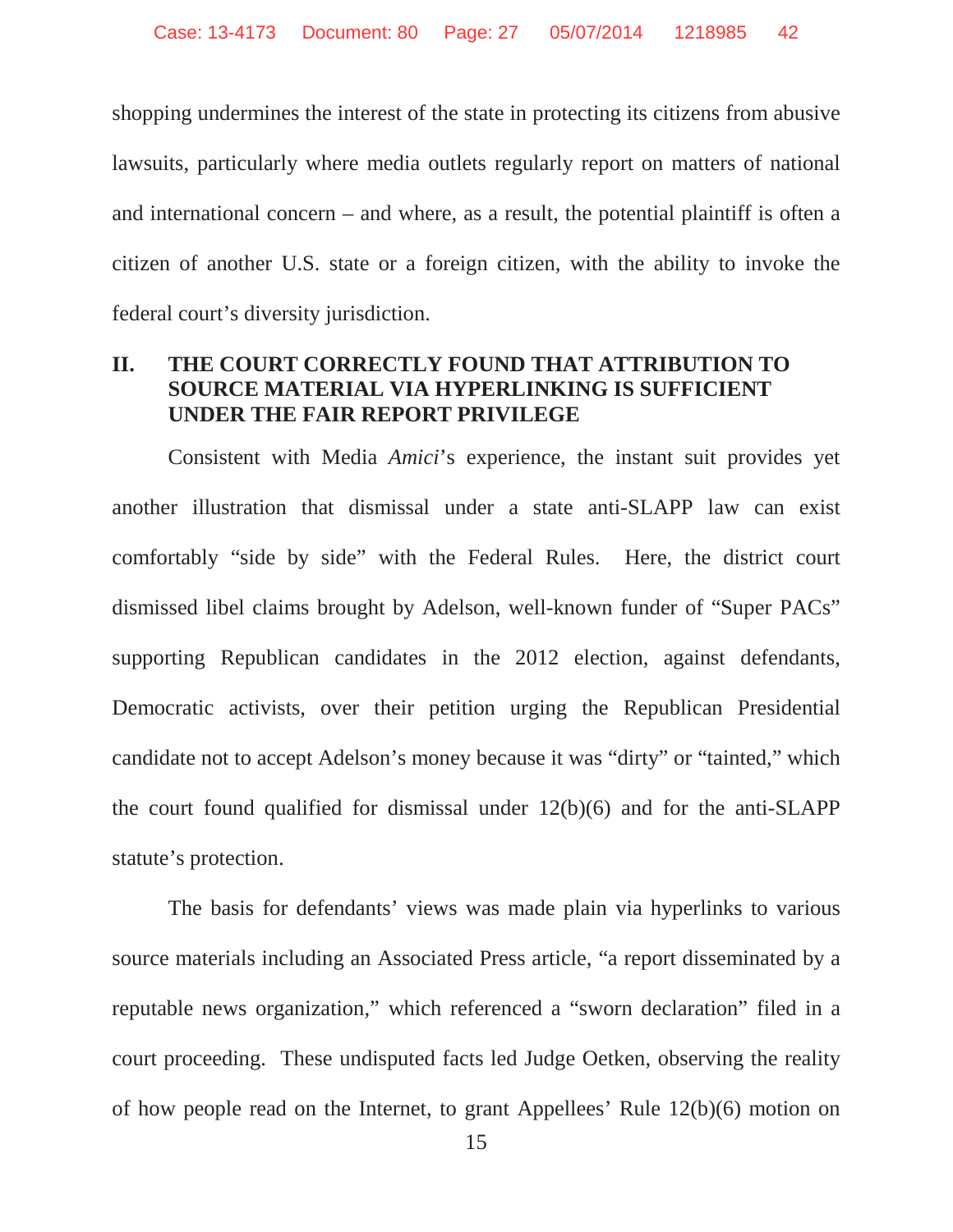shopping undermines the interest of the state in protecting its citizens from abusive lawsuits, particularly where media outlets regularly report on matters of national and international concern – and where, as a result, the potential plaintiff is often a citizen of another U.S. state or a foreign citizen, with the ability to invoke the federal court's diversity jurisdiction.

## II. THE COURT CORRECTLY FOUND THAT ATTRIBUTION TO SOURCE MATERIAL VIA HYPERLINKING IS SUFFICIENT UNDER THE FAIR REPORT PRIVILEGE

Consistent with Media *Amici*'s experience, the instant suit provides yet another illustration that dismissal under a state anti-SLAPP law can exist comfortably "side by side" with the Federal Rules. Here, the district court dismissed libel claims brought by Adelson, well-known funder of "Super PACs" supporting Republican candidates in the 2012 election, against defendants, Democratic activists, over their petition urging the Republican Presidential candidate not to accept Adelson's money because it was "dirty" or "tainted," which the court found qualified for dismissal under 12(b)(6) and for the anti-SLAPP statute's protection.

The basis for defendants' views was made plain via hyperlinks to various source materials including an Associated Press article, "a report disseminated by a reputable news organization," which referenced a "sworn declaration" filed in a court proceeding. These undisputed facts led Judge Oetken, observing the reality of how people read on the Internet, to grant Appellees' Rule 12(b)(6) motion on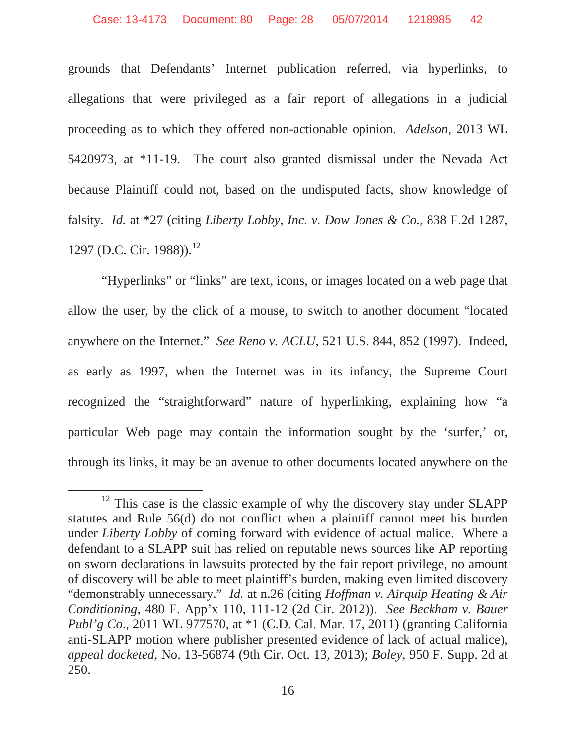grounds that Defendants' Internet publication referred, via hyperlinks, to allegations that were privileged as a fair report of allegations in a judicial proceeding as to which they offered non-actionable opinion. *Adelson*, 2013 WL 5420973, at *11-19. The court also granted dismissal under the Nevada Act because Plaintiff could not, based on the undisputed facts, show knowledge of falsity. *Id.* at *27 (citing *Liberty Lobby, Inc. v. Dow Jones & Co.*, 838 F.2d 1287, 1297 (D.C. Cir. 1988)).[12]

"Hyperlinks" or "links" are text, icons, or images located on a web page that allow the user, by the click of a mouse, to switch to another document "located anywhere on the Internet." *See Reno v. ACLU*, 521 U.S. 844, 852 (1997). Indeed, as early as 1997, when the Internet was in its infancy, the Supreme Court recognized the "straightforward" nature of hyperlinking, explaining how "a particular Web page may contain the information sought by the 'surfer,' or, through its links, it may be an avenue to other documents located anywhere on the

---

[12] This case is the classic example of why the discovery stay under SLAPP statutes and Rule 56(d) do not conflict when a plaintiff cannot meet his burden under *Liberty Lobby* of coming forward with evidence of actual malice. Where a defendant to a SLAPP suit has relied on reputable news sources like AP reporting on sworn declarations in lawsuits protected by the fair report privilege, no amount of discovery will be able to meet plaintiff's burden, making even limited discovery "demonstrably unnecessary." *Id.* at n.26 (citing *Hoffman v. Airquip Heating & Air Conditioning*, 480 F. App'x 110, 111-12 (2d Cir. 2012)). *See Beckham v. Bauer Publ'g Co.*, 2011 WL 977570, at *1 (C.D. Cal. Mar. 17, 2011) (granting California anti-SLAPP motion where publisher presented evidence of lack of actual malice), *appeal docketed*, No. 13-56874 (9th Cir. Oct. 13, 2013); *Boley*, 950 F. Supp. 2d at 250.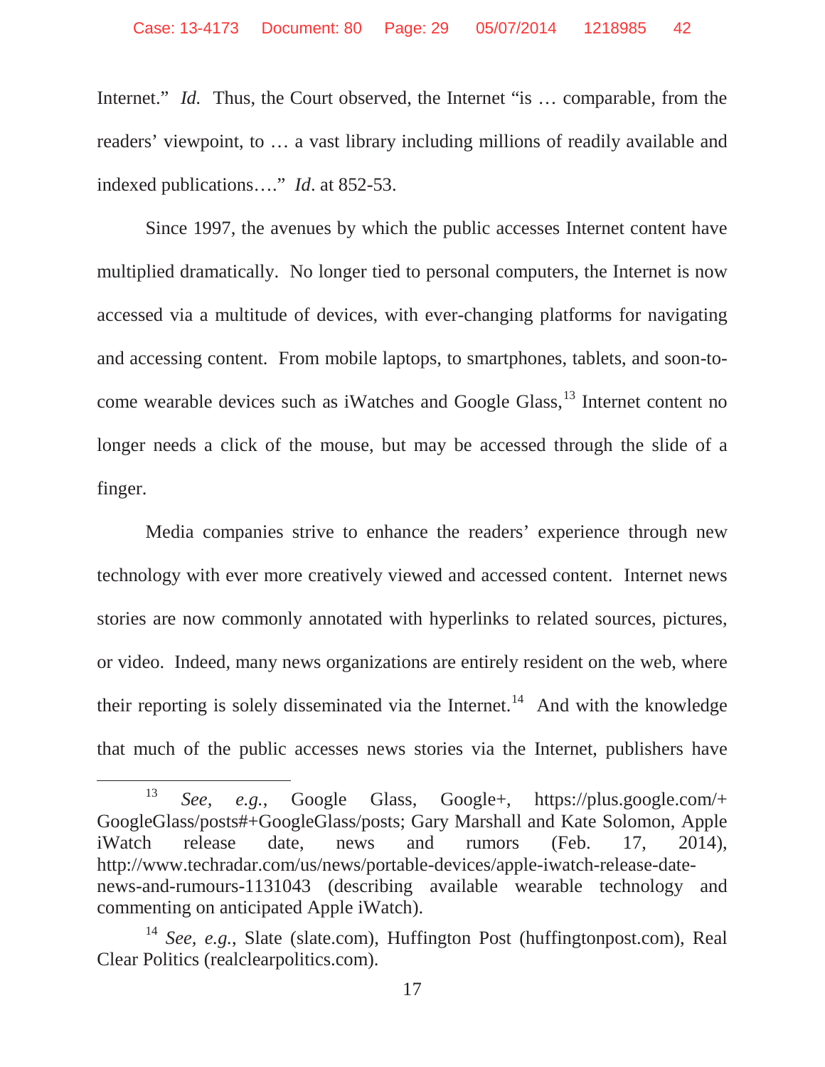Internet." *Id.* Thus, the Court observed, the Internet "is … comparable, from the readers' viewpoint, to … a vast library including millions of readily available and indexed publications…." *Id*. at 852-53.

Since 1997, the avenues by which the public accesses Internet content have multiplied dramatically. No longer tied to personal computers, the Internet is now accessed via a multitude of devices, with ever-changing platforms for navigating and accessing content. From mobile laptops, to smartphones, tablets, and soon-to-come wearable devices such as iWatches and Google Glass,[13] Internet content no longer needs a click of the mouse, but may be accessed through the slide of a finger.

Media companies strive to enhance the readers' experience through new technology with ever more creatively viewed and accessed content. Internet news stories are now commonly annotated with hyperlinks to related sources, pictures, or video. Indeed, many news organizations are entirely resident on the web, where their reporting is solely disseminated via the Internet.[14] And with the knowledge that much of the public accesses news stories via the Internet, publishers have

---

[13] *See, e.g.*, Google Glass, Google+, https://plus.google.com/+GoogleGlass/posts#+GoogleGlass/posts; Gary Marshall and Kate Solomon, Apple iWatch release date, news and rumors (Feb. 17, 2014), http://www.techradar.com/us/news/portable-devices/apple-iwatch-release-date-news-and-rumours-1131043 (describing available wearable technology and commenting on anticipated Apple iWatch).

[14] *See, e.g.*, Slate (slate.com), Huffington Post (huffingtonpost.com), Real Clear Politics (realclearpolitics.com).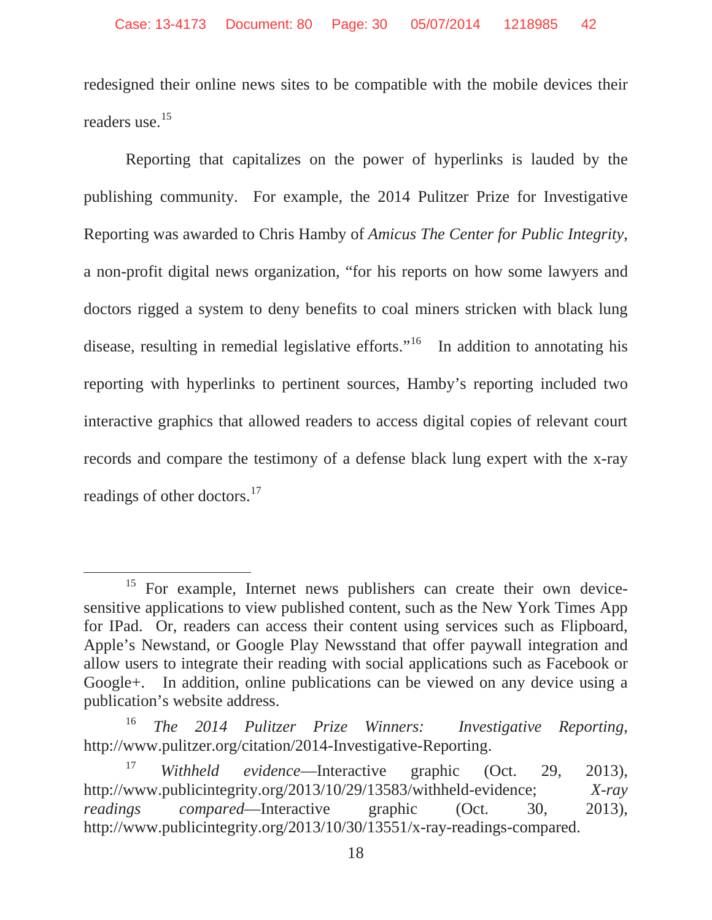redesigned their online news sites to be compatible with the mobile devices their readers use.[15]

Reporting that capitalizes on the power of hyperlinks is lauded by the publishing community. For example, the 2014 Pulitzer Prize for Investigative Reporting was awarded to Chris Hamby of *Amicus The Center for Public Integrity*, a non-profit digital news organization, "for his reports on how some lawyers and doctors rigged a system to deny benefits to coal miners stricken with black lung disease, resulting in remedial legislative efforts."[16] In addition to annotating his reporting with hyperlinks to pertinent sources, Hamby's reporting included two interactive graphics that allowed readers to access digital copies of relevant court records and compare the testimony of a defense black lung expert with the x-ray readings of other doctors.[17]

---

[15] For example, Internet news publishers can create their own device-sensitive applications to view published content, such as the New York Times App for IPad. Or, readers can access their content using services such as Flipboard, Apple's Newstand, or Google Play Newsstand that offer paywall integration and allow users to integrate their reading with social applications such as Facebook or Google+. In addition, online publications can be viewed on any device using a publication's website address.

[16] *The 2014 Pulitzer Prize Winners: Investigative Reporting*, http://www.pulitzer.org/citation/2014-Investigative-Reporting.

[17] *Withheld evidence*—Interactive graphic (Oct. 29, 2013), http://www.publicintegrity.org/2013/10/29/13583/withheld-evidence; *X-ray readings compared*—Interactive graphic (Oct. 30, 2013), http://www.publicintegrity.org/2013/10/30/13551/x-ray-readings-compared.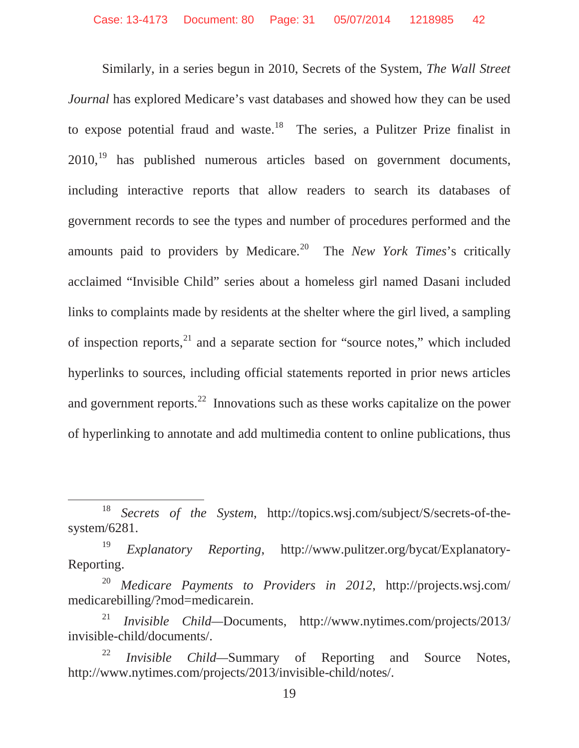Similarly, in a series begun in 2010, Secrets of the System, *The Wall Street Journal* has explored Medicare's vast databases and showed how they can be used to expose potential fraud and waste.[18] The series, a Pulitzer Prize finalist in 2010,[19] has published numerous articles based on government documents, including interactive reports that allow readers to search its databases of government records to see the types and number of procedures performed and the amounts paid to providers by Medicare.[20] The *New York Times*'s critically acclaimed "Invisible Child" series about a homeless girl named Dasani included links to complaints made by residents at the shelter where the girl lived, a sampling of inspection reports,[21] and a separate section for "source notes," which included hyperlinks to sources, including official statements reported in prior news articles and government reports.[22] Innovations such as these works capitalize on the power of hyperlinking to annotate and add multimedia content to online publications, thus

---

[18] *Secrets of the System*, http://topics.wsj.com/subject/S/secrets-of-the-system/6281.

[19] *Explanatory Reporting*, http://www.pulitzer.org/bycat/Explanatory-Reporting.

[20] *Medicare Payments to Providers in 2012*, http://projects.wsj.com/medicarebilling/?mod=medicarein.

[21] *Invisible Child*—Documents, http://www.nytimes.com/projects/2013/invisible-child/documents/.

[22] *Invisible Child*—Summary of Reporting and Source Notes, http://www.nytimes.com/projects/2013/invisible-child/notes/.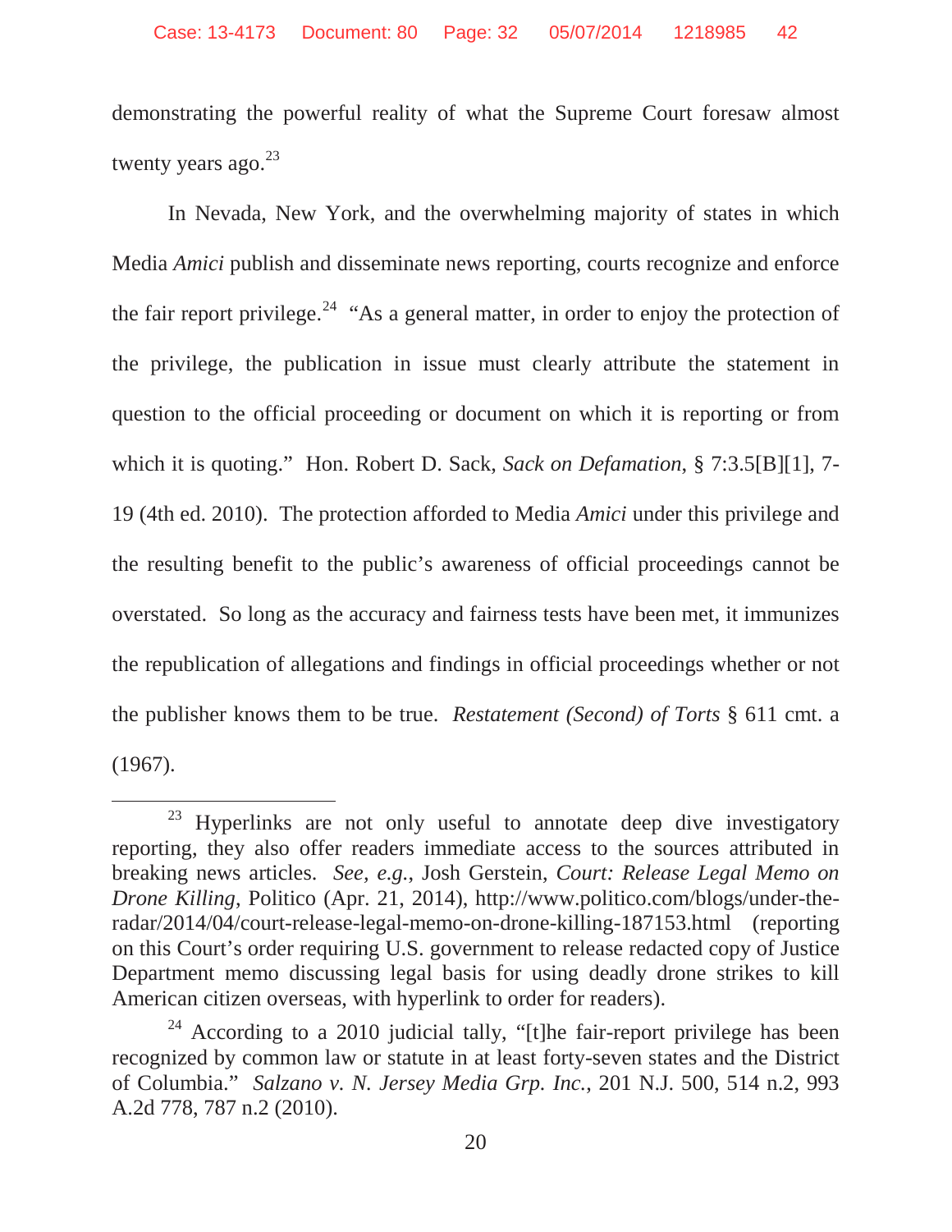demonstrating the powerful reality of what the Supreme Court foresaw almost twenty years ago.[23]

In Nevada, New York, and the overwhelming majority of states in which Media *Amici* publish and disseminate news reporting, courts recognize and enforce the fair report privilege.[24] "As a general matter, in order to enjoy the protection of the privilege, the publication in issue must clearly attribute the statement in question to the official proceeding or document on which it is reporting or from which it is quoting." Hon. Robert D. Sack, *Sack on Defamation*, § 7:3.5[B][1], 7-19 (4th ed. 2010). The protection afforded to Media *Amici* under this privilege and the resulting benefit to the public's awareness of official proceedings cannot be overstated. So long as the accuracy and fairness tests have been met, it immunizes the republication of allegations and findings in official proceedings whether or not the publisher knows them to be true. *Restatement (Second) of Torts* § 611 cmt. a (1967).

---

[23] Hyperlinks are not only useful to annotate deep dive investigatory reporting, they also offer readers immediate access to the sources attributed in breaking news articles. *See, e.g.*, Josh Gerstein, *Court: Release Legal Memo on Drone Killing*, Politico (Apr. 21, 2014), http://www.politico.com/blogs/under-the-radar/2014/04/court-release-legal-memo-on-drone-killing-187153.html (reporting on this Court's order requiring U.S. government to release redacted copy of Justice Department memo discussing legal basis for using deadly drone strikes to kill American citizen overseas, with hyperlink to order for readers).

[24] According to a 2010 judicial tally, "[t]he fair-report privilege has been recognized by common law or statute in at least forty-seven states and the District of Columbia." *Salzano v. N. Jersey Media Grp. Inc.*, 201 N.J. 500, 514 n.2, 993 A.2d 778, 787 n.2 (2010).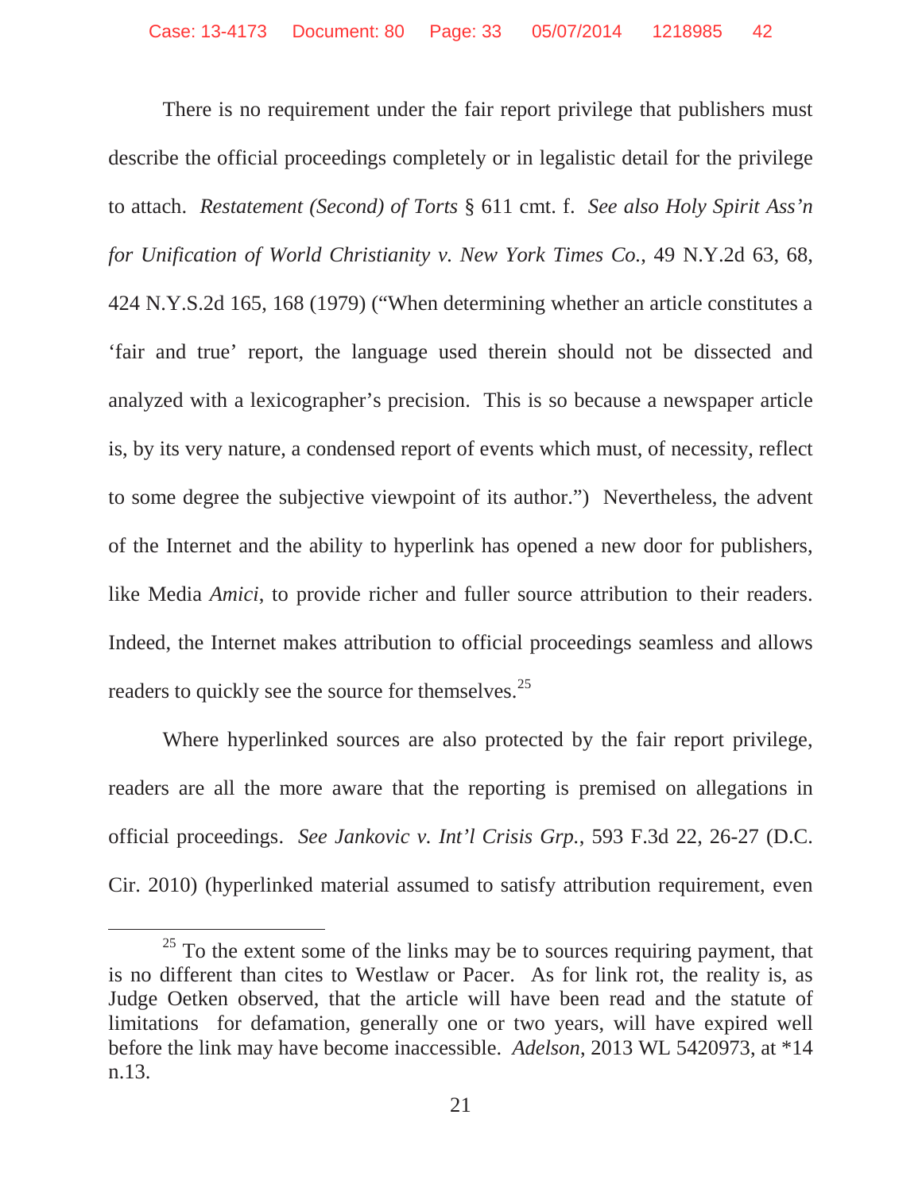There is no requirement under the fair report privilege that publishers must describe the official proceedings completely or in legalistic detail for the privilege to attach. *Restatement (Second) of Torts* § 611 cmt. f. *See also Holy Spirit Ass'n for Unification of World Christianity v. New York Times Co.*, 49 N.Y.2d 63, 68, 424 N.Y.S.2d 165, 168 (1979) ("When determining whether an article constitutes a 'fair and true' report, the language used therein should not be dissected and analyzed with a lexicographer's precision. This is so because a newspaper article is, by its very nature, a condensed report of events which must, of necessity, reflect to some degree the subjective viewpoint of its author.") Nevertheless, the advent of the Internet and the ability to hyperlink has opened a new door for publishers, like Media *Amici*, to provide richer and fuller source attribution to their readers. Indeed, the Internet makes attribution to official proceedings seamless and allows readers to quickly see the source for themselves.[25]

Where hyperlinked sources are also protected by the fair report privilege, readers are all the more aware that the reporting is premised on allegations in official proceedings. *See Jankovic v. Int'l Crisis Grp.*, 593 F.3d 22, 26-27 (D.C. Cir. 2010) (hyperlinked material assumed to satisfy attribution requirement, even

---

[25] To the extent some of the links may be to sources requiring payment, that is no different than cites to Westlaw or Pacer. As for link rot, the reality is, as Judge Oetken observed, that the article will have been read and the statute of limitations for defamation, generally one or two years, will have expired well before the link may have become inaccessible. *Adelson*, 2013 WL 5420973, at *14 n.13.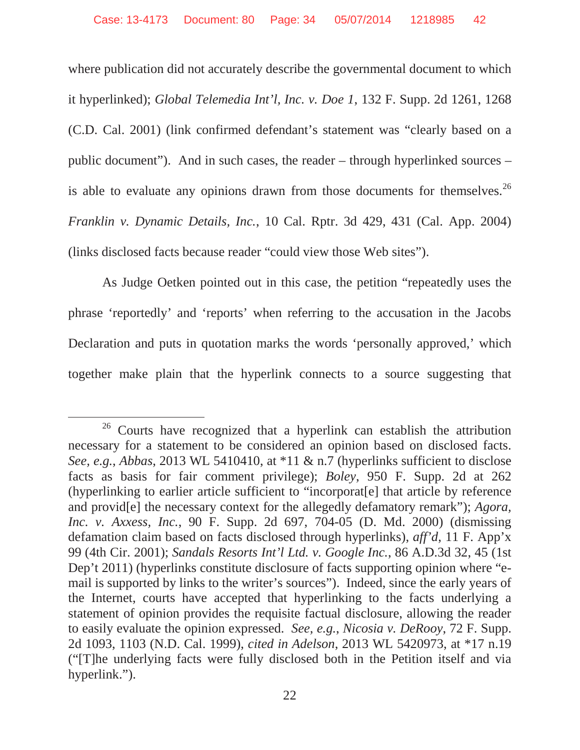where publication did not accurately describe the governmental document to which it hyperlinked); *Global Telemedia Int'l, Inc. v. Doe 1*, 132 F. Supp. 2d 1261, 1268 (C.D. Cal. 2001) (link confirmed defendant's statement was "clearly based on a public document"). And in such cases, the reader – through hyperlinked sources – is able to evaluate any opinions drawn from those documents for themselves.[26] *Franklin v. Dynamic Details, Inc.*, 10 Cal. Rptr. 3d 429, 431 (Cal. App. 2004) (links disclosed facts because reader "could view those Web sites").

As Judge Oetken pointed out in this case, the petition "repeatedly uses the phrase 'reportedly' and 'reports' when referring to the accusation in the Jacobs Declaration and puts in quotation marks the words 'personally approved,' which together make plain that the hyperlink connects to a source suggesting that

---

[26] Courts have recognized that a hyperlink can establish the attribution necessary for a statement to be considered an opinion based on disclosed facts. *See, e.g.*, *Abbas*, 2013 WL 5410410, at *11 & n.7 (hyperlinks sufficient to disclose facts as basis for fair comment privilege); *Boley*, 950 F. Supp. 2d at 262 (hyperlinking to earlier article sufficient to "incorporat[e] that article by reference and provid[e] the necessary context for the allegedly defamatory remark"); *Agora, Inc. v. Axxess, Inc.*, 90 F. Supp. 2d 697, 704-05 (D. Md. 2000) (dismissing defamation claim based on facts disclosed through hyperlinks), *aff'd*, 11 F. App'x 99 (4th Cir. 2001); *Sandals Resorts Int'l Ltd. v. Google Inc.*, 86 A.D.3d 32, 45 (1st Dep't 2011) (hyperlinks constitute disclosure of facts supporting opinion where "e-mail is supported by links to the writer's sources"). Indeed, since the early years of the Internet, courts have accepted that hyperlinking to the facts underlying a statement of opinion provides the requisite factual disclosure, allowing the reader to easily evaluate the opinion expressed. *See, e.g.*, *Nicosia v. DeRooy*, 72 F. Supp. 2d 1093, 1103 (N.D. Cal. 1999), *cited in Adelson*, 2013 WL 5420973, at *17 n.19 ("[T]he underlying facts were fully disclosed both in the Petition itself and via hyperlink.").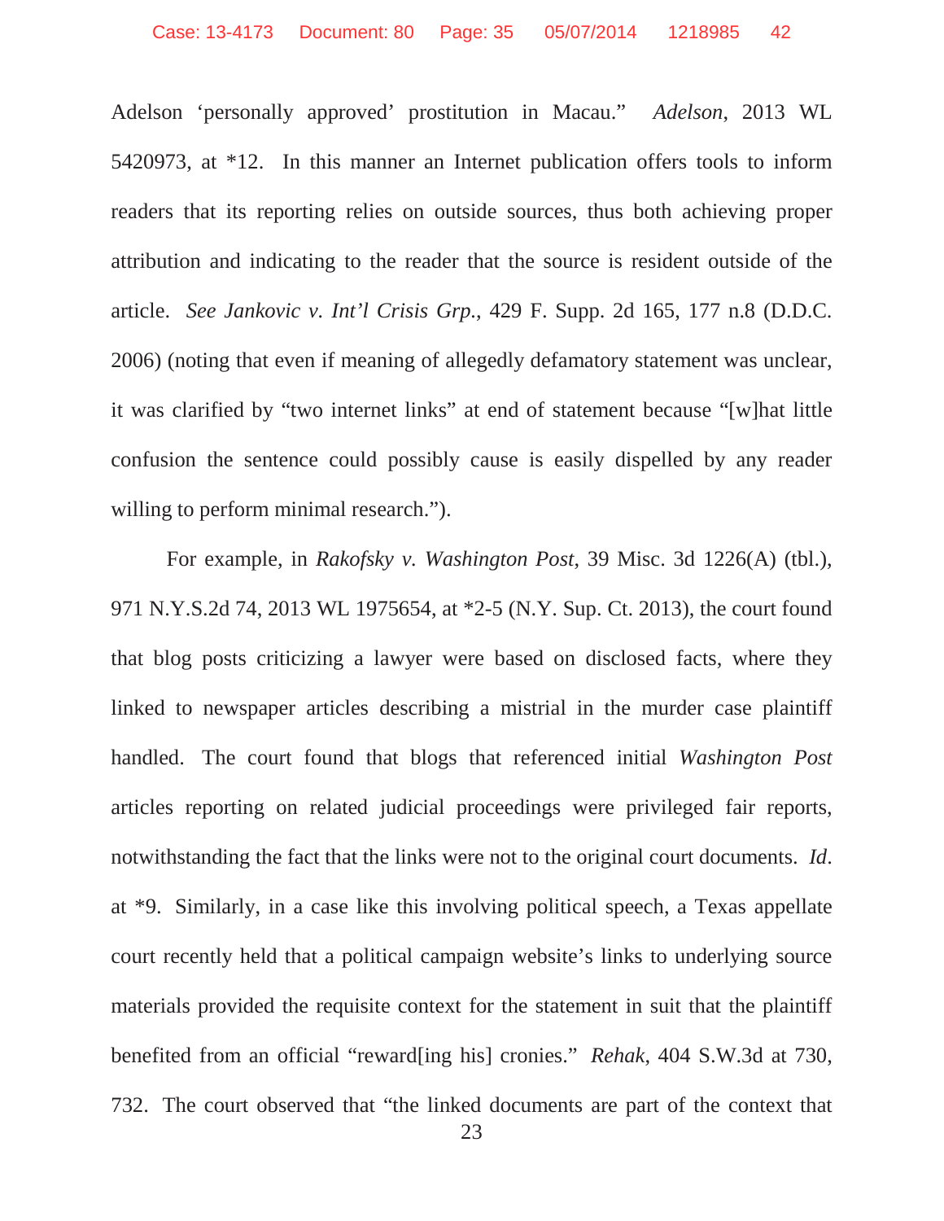Adelson 'personally approved' prostitution in Macau." *Adelson*, 2013 WL 5420973, at *12. In this manner an Internet publication offers tools to inform readers that its reporting relies on outside sources, thus both achieving proper attribution and indicating to the reader that the source is resident outside of the article. *See Jankovic v. Int'l Crisis Grp.*, 429 F. Supp. 2d 165, 177 n.8 (D.D.C. 2006) (noting that even if meaning of allegedly defamatory statement was unclear, it was clarified by "two internet links" at end of statement because "[w]hat little confusion the sentence could possibly cause is easily dispelled by any reader willing to perform minimal research.").

For example, in *Rakofsky v. Washington Post*, 39 Misc. 3d 1226(A) (tbl.), 971 N.Y.S.2d 74, 2013 WL 1975654, at *2-5 (N.Y. Sup. Ct. 2013), the court found that blog posts criticizing a lawyer were based on disclosed facts, where they linked to newspaper articles describing a mistrial in the murder case plaintiff handled. The court found that blogs that referenced initial *Washington Post* articles reporting on related judicial proceedings were privileged fair reports, notwithstanding the fact that the links were not to the original court documents. *Id*. at *9. Similarly, in a case like this involving political speech, a Texas appellate court recently held that a political campaign website's links to underlying source materials provided the requisite context for the statement in suit that the plaintiff benefited from an official "reward[ing his] cronies." *Rehak*, 404 S.W.3d at 730, 732. The court observed that "the linked documents are part of the context that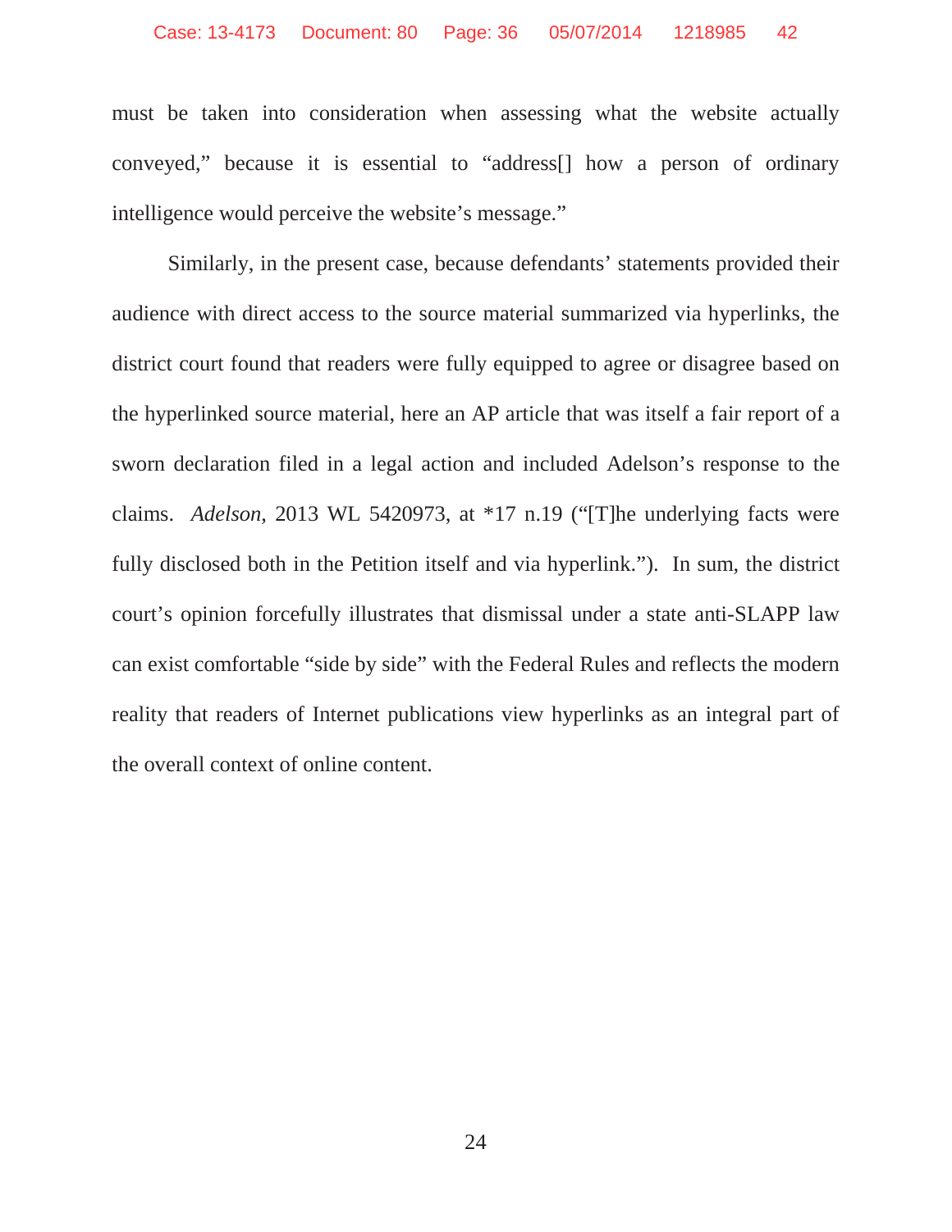must be taken into consideration when assessing what the website actually conveyed," because it is essential to "address[] how a person of ordinary intelligence would perceive the website's message."

Similarly, in the present case, because defendants' statements provided their audience with direct access to the source material summarized via hyperlinks, the district court found that readers were fully equipped to agree or disagree based on the hyperlinked source material, here an AP article that was itself a fair report of a sworn declaration filed in a legal action and included Adelson's response to the claims. *Adelson*, 2013 WL 5420973, at *17 n.19 ("[T]he underlying facts were fully disclosed both in the Petition itself and via hyperlink."). In sum, the district court's opinion forcefully illustrates that dismissal under a state anti-SLAPP law can exist comfortable "side by side" with the Federal Rules and reflects the modern reality that readers of Internet publications view hyperlinks as an integral part of the overall context of online content.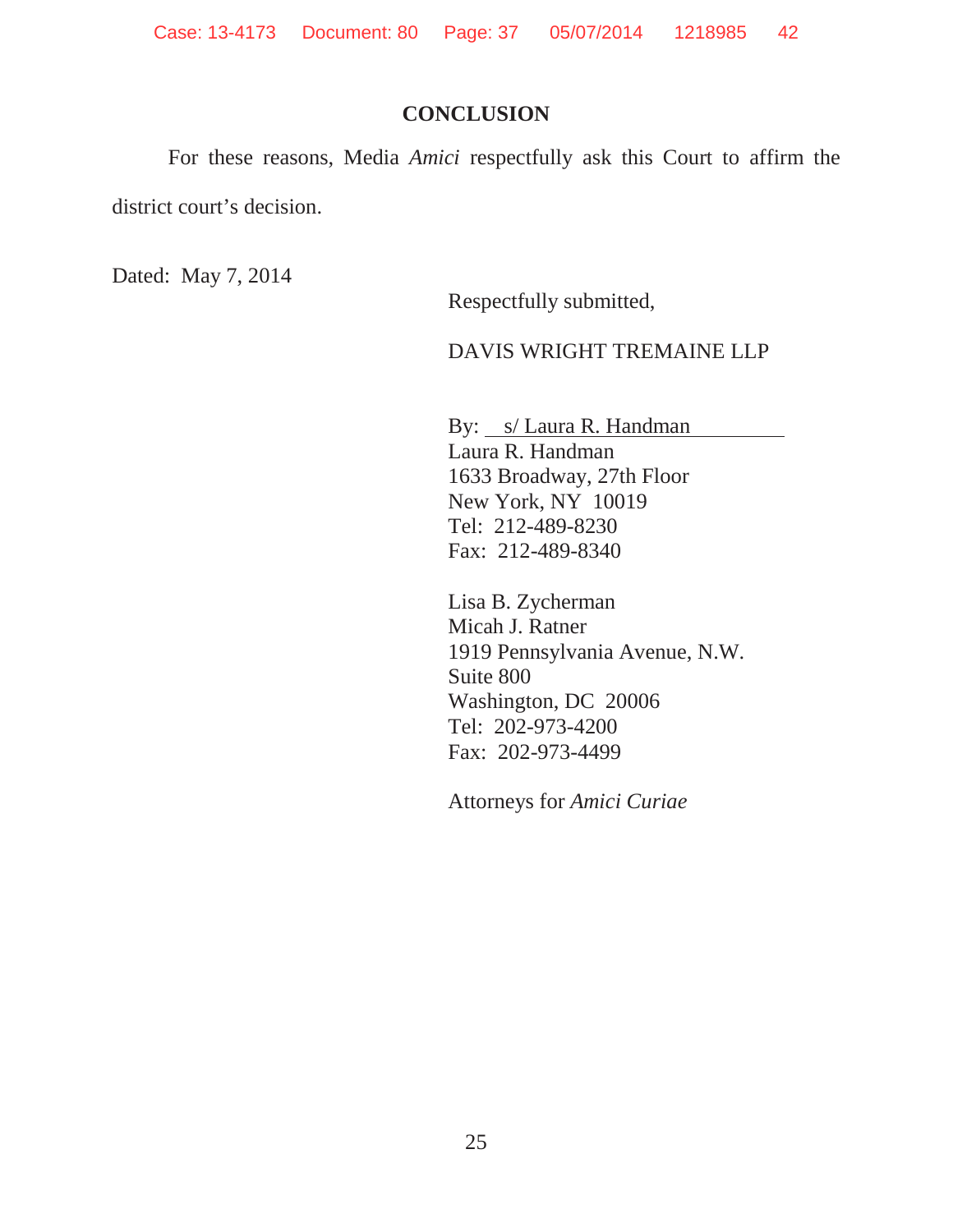## CONCLUSION

For these reasons, Media *Amici* respectfully ask this Court to affirm the district court's decision.

Dated: May 7, 2014

Respectfully submitted,

DAVIS WRIGHT TREMAINE LLP

By: s/ Laura R. Handman  
Laura R. Handman  
1633 Broadway, 27th Floor  
New York, NY 10019  
Tel: 212-489-8230  
Fax: 212-489-8340

Lisa B. Zycherman  
Micah J. Ratner  
1919 Pennsylvania Avenue, N.W.  
Suite 800  
Washington, DC 20006  
Tel: 202-973-4200  
Fax: 202-973-4499

Attorneys for *Amici Curiae*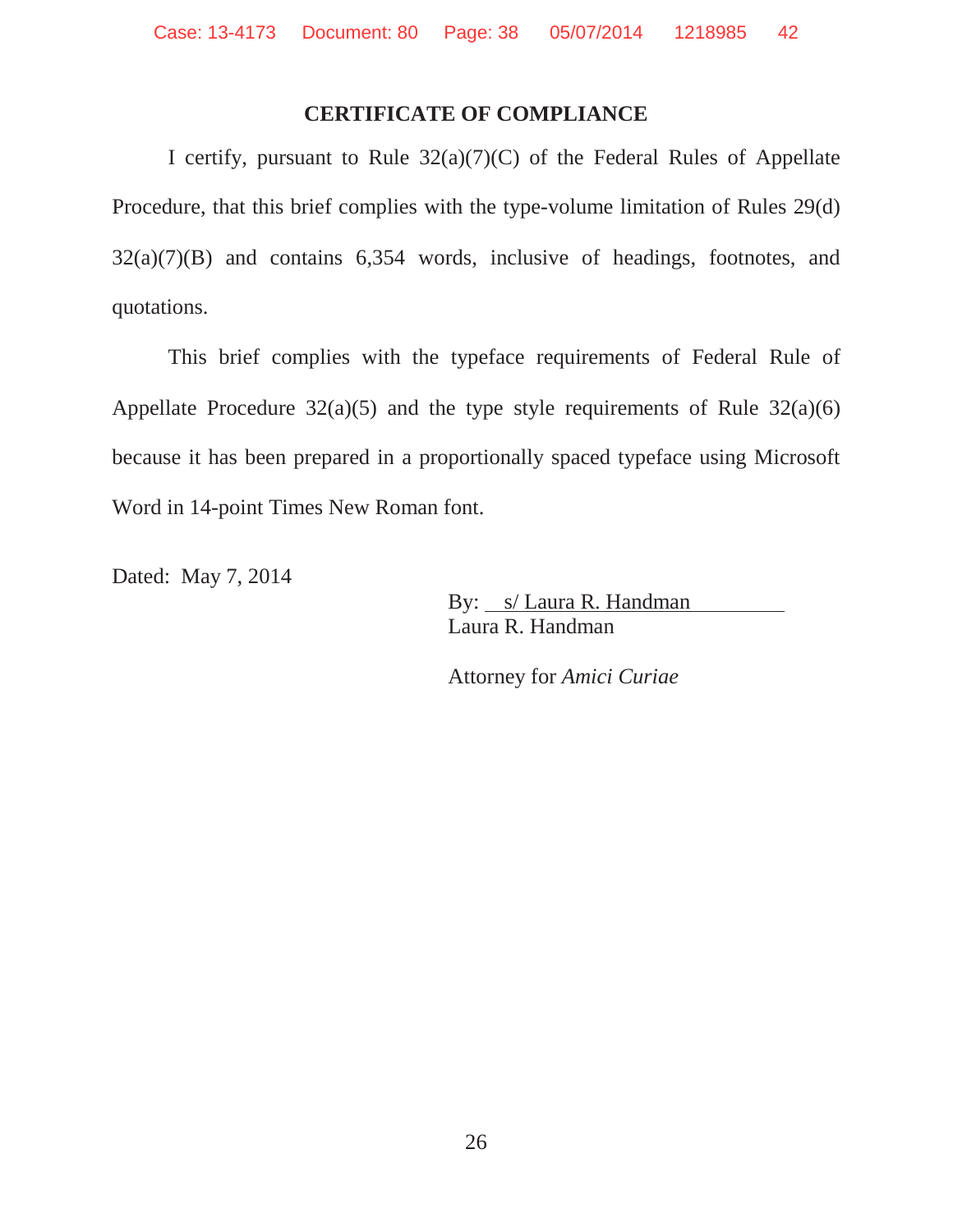## CERTIFICATE OF COMPLIANCE

I certify, pursuant to Rule 32(a)(7)(C) of the Federal Rules of Appellate Procedure, that this brief complies with the type-volume limitation of Rules 29(d) 32(a)(7)(B) and contains 6,354 words, inclusive of headings, footnotes, and quotations.

This brief complies with the typeface requirements of Federal Rule of Appellate Procedure 32(a)(5) and the type style requirements of Rule 32(a)(6) because it has been prepared in a proportionally spaced typeface using Microsoft Word in 14-point Times New Roman font.

Dated: May 7, 2014

By: s/ Laura R. Handman
Laura R. Handman

Attorney for *Amici Curiae*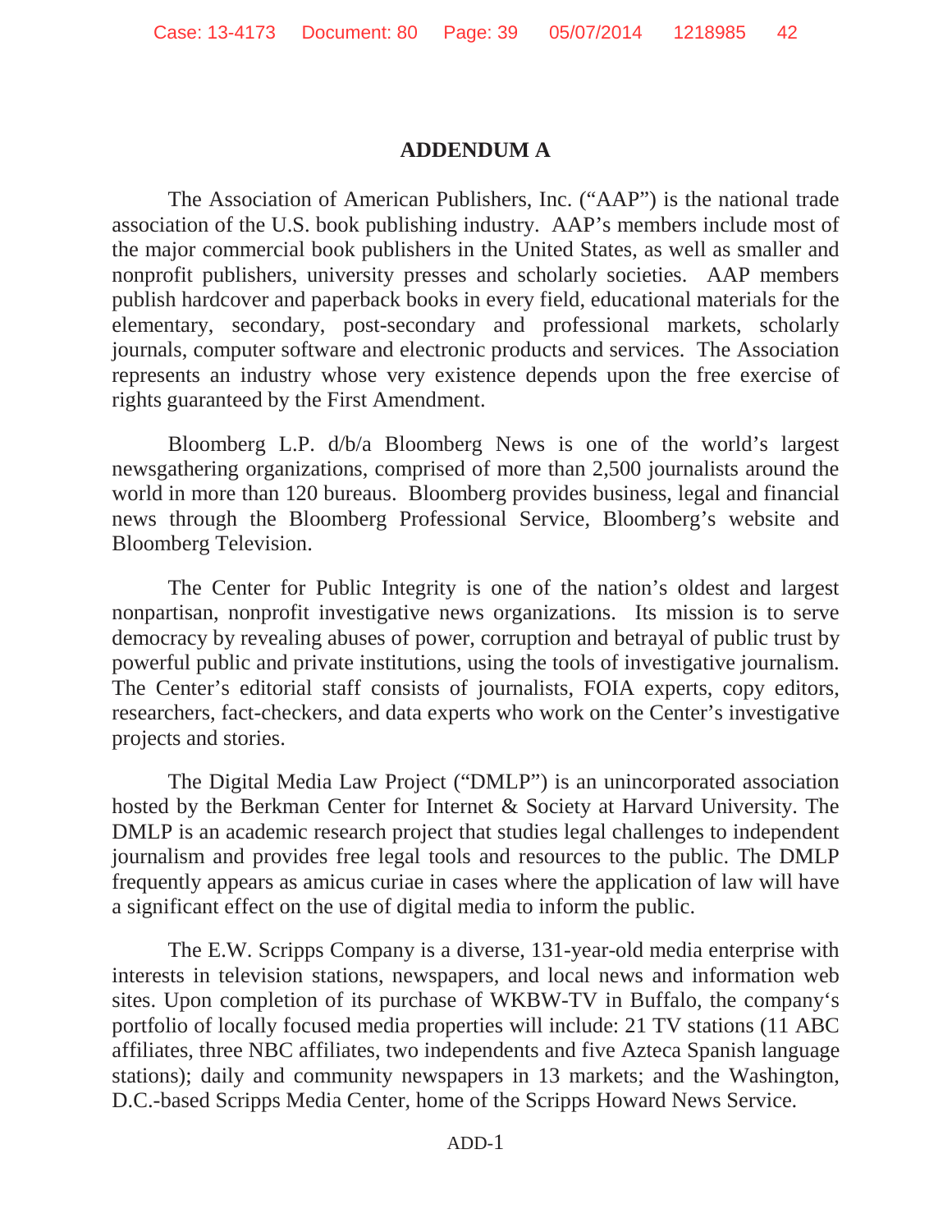# ADDENDUM A

The Association of American Publishers, Inc. ("AAP") is the national trade association of the U.S. book publishing industry. AAP's members include most of the major commercial book publishers in the United States, as well as smaller and nonprofit publishers, university presses and scholarly societies. AAP members publish hardcover and paperback books in every field, educational materials for the elementary, secondary, post-secondary and professional markets, scholarly journals, computer software and electronic products and services. The Association represents an industry whose very existence depends upon the free exercise of rights guaranteed by the First Amendment.

Bloomberg L.P. d/b/a Bloomberg News is one of the world's largest newsgathering organizations, comprised of more than 2,500 journalists around the world in more than 120 bureaus. Bloomberg provides business, legal and financial news through the Bloomberg Professional Service, Bloomberg's website and Bloomberg Television.

The Center for Public Integrity is one of the nation's oldest and largest nonpartisan, nonprofit investigative news organizations. Its mission is to serve democracy by revealing abuses of power, corruption and betrayal of public trust by powerful public and private institutions, using the tools of investigative journalism. The Center's editorial staff consists of journalists, FOIA experts, copy editors, researchers, fact-checkers, and data experts who work on the Center's investigative projects and stories.

The Digital Media Law Project ("DMLP") is an unincorporated association hosted by the Berkman Center for Internet & Society at Harvard University. The DMLP is an academic research project that studies legal challenges to independent journalism and provides free legal tools and resources to the public. The DMLP frequently appears as amicus curiae in cases where the application of law will have a significant effect on the use of digital media to inform the public.

The E.W. Scripps Company is a diverse, 131-year-old media enterprise with interests in television stations, newspapers, and local news and information web sites. Upon completion of its purchase of WKBW-TV in Buffalo, the company's portfolio of locally focused media properties will include: 21 TV stations (11 ABC affiliates, three NBC affiliates, two independents and five Azteca Spanish language stations); daily and community newspapers in 13 markets; and the Washington, D.C.-based Scripps Media Center, home of the Scripps Howard News Service.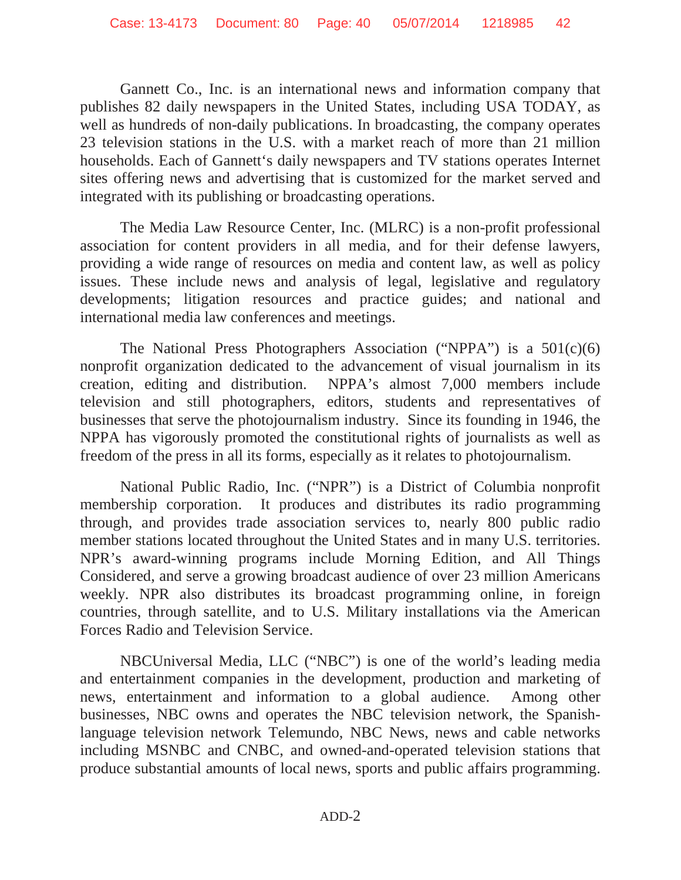Gannett Co., Inc. is an international news and information company that publishes 82 daily newspapers in the United States, including USA TODAY, as well as hundreds of non-daily publications. In broadcasting, the company operates 23 television stations in the U.S. with a market reach of more than 21 million households. Each of Gannett's daily newspapers and TV stations operates Internet sites offering news and advertising that is customized for the market served and integrated with its publishing or broadcasting operations.

The Media Law Resource Center, Inc. (MLRC) is a non-profit professional association for content providers in all media, and for their defense lawyers, providing a wide range of resources on media and content law, as well as policy issues. These include news and analysis of legal, legislative and regulatory developments; litigation resources and practice guides; and national and international media law conferences and meetings.

The National Press Photographers Association ("NPPA") is a 501(c)(6) nonprofit organization dedicated to the advancement of visual journalism in its creation, editing and distribution. NPPA's almost 7,000 members include television and still photographers, editors, students and representatives of businesses that serve the photojournalism industry. Since its founding in 1946, the NPPA has vigorously promoted the constitutional rights of journalists as well as freedom of the press in all its forms, especially as it relates to photojournalism.

National Public Radio, Inc. ("NPR") is a District of Columbia nonprofit membership corporation. It produces and distributes its radio programming through, and provides trade association services to, nearly 800 public radio member stations located throughout the United States and in many U.S. territories. NPR's award-winning programs include Morning Edition, and All Things Considered, and serve a growing broadcast audience of over 23 million Americans weekly. NPR also distributes its broadcast programming online, in foreign countries, through satellite, and to U.S. Military installations via the American Forces Radio and Television Service.

NBCUniversal Media, LLC ("NBC") is one of the world's leading media and entertainment companies in the development, production and marketing of news, entertainment and information to a global audience. Among other businesses, NBC owns and operates the NBC television network, the Spanish-language television network Telemundo, NBC News, news and cable networks including MSNBC and CNBC, and owned-and-operated television stations that produce substantial amounts of local news, sports and public affairs programming.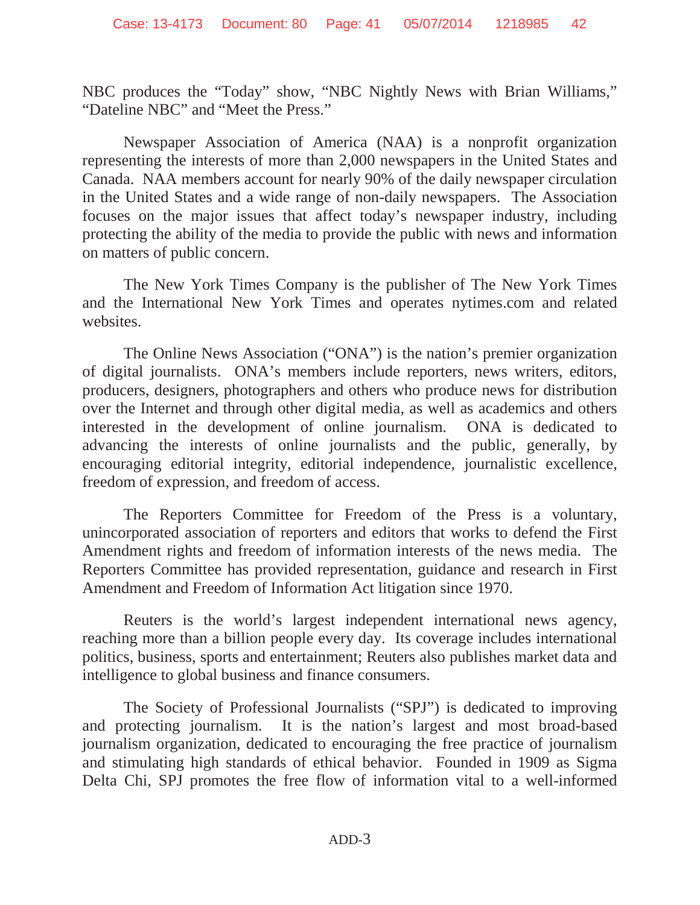NBC produces the "Today" show, "NBC Nightly News with Brian Williams," "Dateline NBC" and "Meet the Press."

Newspaper Association of America (NAA) is a nonprofit organization representing the interests of more than 2,000 newspapers in the United States and Canada. NAA members account for nearly 90% of the daily newspaper circulation in the United States and a wide range of non-daily newspapers. The Association focuses on the major issues that affect today's newspaper industry, including protecting the ability of the media to provide the public with news and information on matters of public concern.

The New York Times Company is the publisher of The New York Times and the International New York Times and operates nytimes.com and related websites.

The Online News Association ("ONA") is the nation's premier organization of digital journalists. ONA's members include reporters, news writers, editors, producers, designers, photographers and others who produce news for distribution over the Internet and through other digital media, as well as academics and others interested in the development of online journalism. ONA is dedicated to advancing the interests of online journalists and the public, generally, by encouraging editorial integrity, editorial independence, journalistic excellence, freedom of expression, and freedom of access.

The Reporters Committee for Freedom of the Press is a voluntary, unincorporated association of reporters and editors that works to defend the First Amendment rights and freedom of information interests of the news media. The Reporters Committee has provided representation, guidance and research in First Amendment and Freedom of Information Act litigation since 1970.

Reuters is the world's largest independent international news agency, reaching more than a billion people every day. Its coverage includes international politics, business, sports and entertainment; Reuters also publishes market data and intelligence to global business and finance consumers.

The Society of Professional Journalists ("SPJ") is dedicated to improving and protecting journalism. It is the nation's largest and most broad-based journalism organization, dedicated to encouraging the free practice of journalism and stimulating high standards of ethical behavior. Founded in 1909 as Sigma Delta Chi, SPJ promotes the free flow of information vital to a well-informed

ADD-3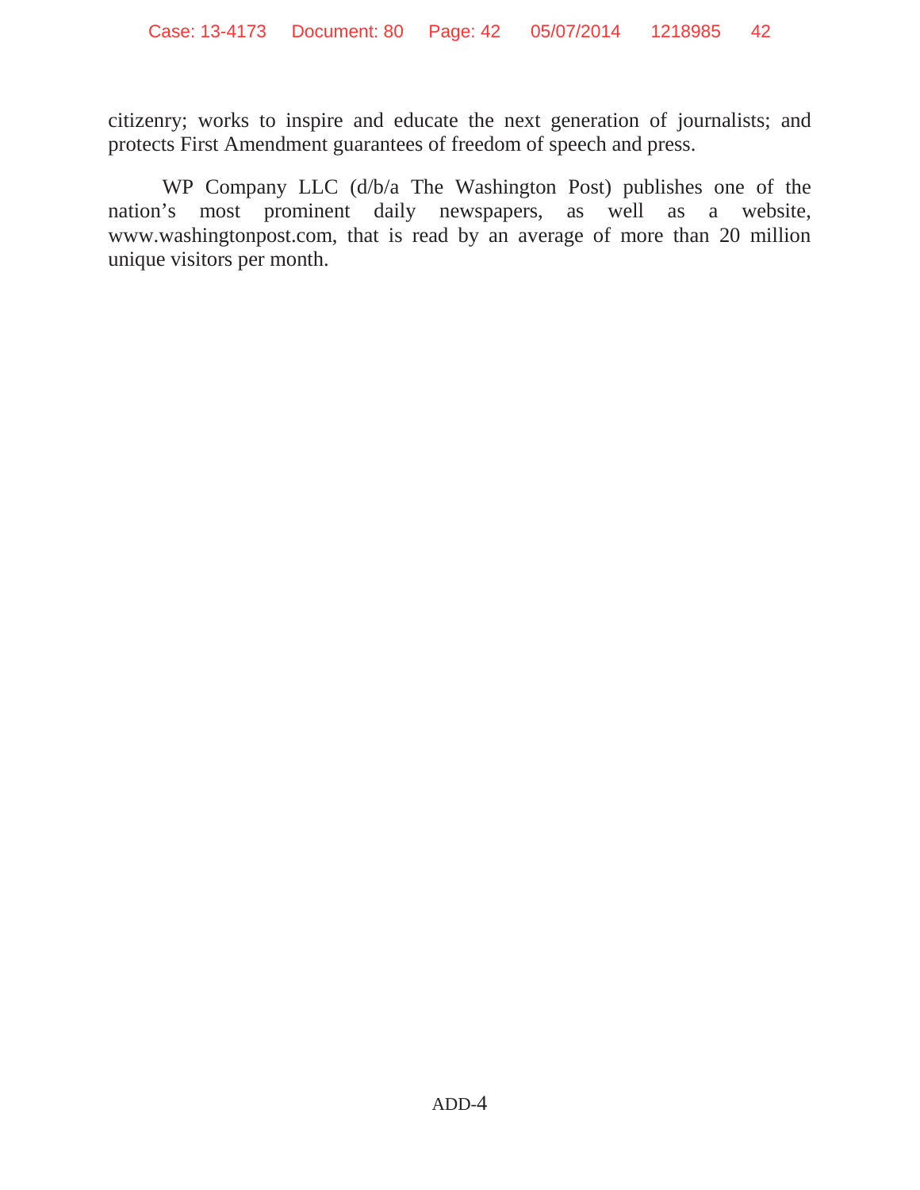citizenry; works to inspire and educate the next generation of journalists; and protects First Amendment guarantees of freedom of speech and press.

WP Company LLC (d/b/a The Washington Post) publishes one of the nation's most prominent daily newspapers, as well as a website, www.washingtonpost.com, that is read by an average of more than 20 million unique visitors per month.